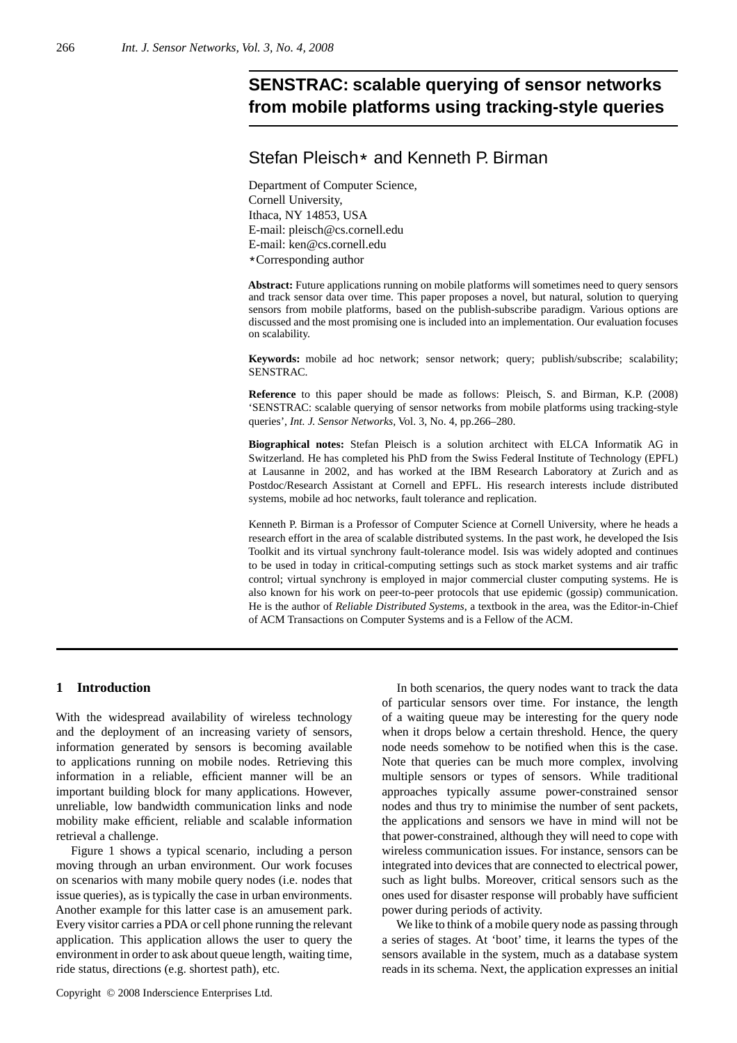# SENSTRAC: scalable querying of sensor networks from mobile platforms using tracking-style queries

## Stefan Pleisch* and Kenneth P. Birman

Department of Computer Science,
Cornell University,
Ithaca, NY 14853, USA
E-mail: pleisch@cs.cornell.edu
E-mail: ken@cs.cornell.edu
*Corresponding author

**Abstract:** Future applications running on mobile platforms will sometimes need to query sensors and track sensor data over time. This paper proposes a novel, but natural, solution to querying sensors from mobile platforms, based on the publish-subscribe paradigm. Various options are discussed and the most promising one is included into an implementation. Our evaluation focuses on scalability.

**Keywords:** mobile ad hoc network; sensor network; query; publish/subscribe; scalability; SENSTRAC.

**Reference** to this paper should be made as follows: Pleisch, S. and Birman, K.P. (2008) 'SENSTRAC: scalable querying of sensor networks from mobile platforms using tracking-style queries', *Int. J. Sensor Networks,* Vol. 3, No. 4, pp.266–280.

**Biographical notes:** Stefan Pleisch is a solution architect with ELCA Informatik AG in Switzerland. He has completed his PhD from the Swiss Federal Institute of Technology (EPFL) at Lausanne in 2002, and has worked at the IBM Research Laboratory at Zurich and as Postdoc/Research Assistant at Cornell and EPFL. His research interests include distributed systems, mobile ad hoc networks, fault tolerance and replication.

Kenneth P. Birman is a Professor of Computer Science at Cornell University, where he heads a research effort in the area of scalable distributed systems. In the past work, he developed the Isis Toolkit and its virtual synchrony fault-tolerance model. Isis was widely adopted and continues to be used in today in critical-computing settings such as stock market systems and air traffic control; virtual synchrony is employed in major commercial cluster computing systems. He is also known for his work on peer-to-peer protocols that use epidemic (gossip) communication. He is the author of *Reliable Distributed Systems,* a textbook in the area, was the Editor-in-Chief of ACM Transactions on Computer Systems and is a Fellow of the ACM.

## 1 Introduction

With the widespread availability of wireless technology and the deployment of an increasing variety of sensors, information generated by sensors is becoming available to applications running on mobile nodes. Retrieving this information in a reliable, efficient manner will be an important building block for many applications. However, unreliable, low bandwidth communication links and node mobility make efficient, reliable and scalable information retrieval a challenge.

Figure 1 shows a typical scenario, including a person moving through an urban environment. Our work focuses on scenarios with many mobile query nodes (i.e. nodes that issue queries), as is typically the case in urban environments. Another example for this latter case is an amusement park. Every visitor carries a PDA or cell phone running the relevant application. This application allows the user to query the environment in order to ask about queue length, waiting time, ride status, directions (e.g. shortest path), etc.

In both scenarios, the query nodes want to track the data of particular sensors over time. For instance, the length of a waiting queue may be interesting for the query node when it drops below a certain threshold. Hence, the query node needs somehow to be notified when this is the case. Note that queries can be much more complex, involving multiple sensors or types of sensors. While traditional approaches typically assume power-constrained sensor nodes and thus try to minimise the number of sent packets, the applications and sensors we have in mind will not be that power-constrained, although they will need to cope with wireless communication issues. For instance, sensors can be integrated into devices that are connected to electrical power, such as light bulbs. Moreover, critical sensors such as the ones used for disaster response will probably have sufficient power during periods of activity.

We like to think of a mobile query node as passing through a series of stages. At 'boot' time, it learns the types of the sensors available in the system, much as a database system reads in its schema. Next, the application expresses an initial

Copyright © 2008 Inderscience Enterprises Ltd.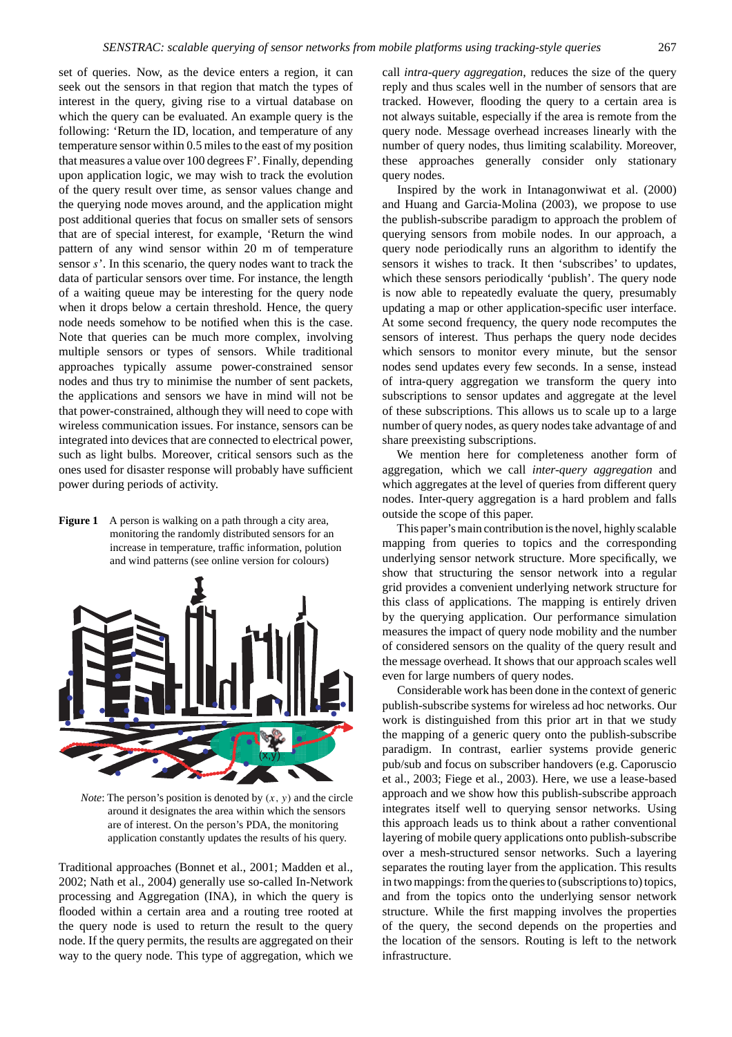set of queries. Now, as the device enters a region, it can seek out the sensors in that region that match the types of interest in the query, giving rise to a virtual database on which the query can be evaluated. An example query is the following: 'Return the ID, location, and temperature of any temperature sensor within 0.5 miles to the east of my position that measures a value over 100 degrees F'. Finally, depending upon application logic, we may wish to track the evolution of the query result over time, as sensor values change and the querying node moves around, and the application might post additional queries that focus on smaller sets of sensors that are of special interest, for example, 'Return the wind pattern of any wind sensor within 20 m of temperature sensor $s$'. In this scenario, the query nodes want to track the data of particular sensors over time. For instance, the length of a waiting queue may be interesting for the query node when it drops below a certain threshold. Hence, the query node needs somehow to be notified when this is the case. Note that queries can be much more complex, involving multiple sensors or types of sensors. While traditional approaches typically assume power-constrained sensor nodes and thus try to minimise the number of sent packets, the applications and sensors we have in mind will not be that power-constrained, although they will need to cope with wireless communication issues. For instance, sensors can be integrated into devices that are connected to electrical power, such as light bulbs. Moreover, critical sensors such as the ones used for disaster response will probably have sufficient power during periods of activity.

**Figure 1** A person is walking on a path through a city area, monitoring the randomly distributed sensors for an increase in temperature, traffic information, pollution and wind patterns (see online version for colours)

(x,y)

*Note*: The person's position is denoted by $(x, y)$ and the circle around it designates the area within which the sensors are of interest. On the person's PDA, the monitoring application constantly updates the results of his query.

Traditional approaches (Bonnet et al., 2001; Madden et al., 2002; Nath et al., 2004) generally use so-called In-Network processing and Aggregation (INA), in which the query is flooded within a certain area and a routing tree rooted at the query node is used to return the result to the query node. If the query permits, the results are aggregated on their way to the query node. This type of aggregation, which we call *intra-query aggregation*, reduces the size of the query reply and thus scales well in the number of sensors that are tracked. However, flooding the query to a certain area is not always suitable, especially if the area is remote from the query node. Message overhead increases linearly with the number of query nodes, thus limiting scalability. Moreover, these approaches generally consider only stationary query nodes.

Inspired by the work in Intanagonwiwat et al. (2000) and Huang and Garcia-Molina (2003), we propose to use the publish-subscribe paradigm to approach the problem of querying sensors from mobile nodes. In our approach, a query node periodically runs an algorithm to identify the sensors it wishes to track. It then 'subscribes' to updates, which these sensors periodically 'publish'. The query node is now able to repeatedly evaluate the query, presumably updating a map or other application-specific user interface. At some second frequency, the query node recomputes the sensors of interest. Thus perhaps the query node decides which sensors to monitor every minute, but the sensor nodes send updates every few seconds. In a sense, instead of intra-query aggregation we transform the query into subscriptions to sensor updates and aggregate at the level of these subscriptions. This allows us to scale up to a large number of query nodes, as query nodes take advantage of and share preexisting subscriptions.

We mention here for completeness another form of aggregation, which we call *inter-query aggregation* and which aggregates at the level of queries from different query nodes. Inter-query aggregation is a hard problem and falls outside the scope of this paper.

This paper's main contribution is the novel, highly scalable mapping from queries to topics and the corresponding underlying sensor network structure. More specifically, we show that structuring the sensor network into a regular grid provides a convenient underlying network structure for this class of applications. The mapping is entirely driven by the querying application. Our performance simulation measures the impact of query node mobility and the number of considered sensors on the quality of the query result and the message overhead. It shows that our approach scales well even for large numbers of query nodes.

Considerable work has been done in the context of generic publish-subscribe systems for wireless ad hoc networks. Our work is distinguished from this prior art in that we study the mapping of a generic query onto the publish-subscribe paradigm. In contrast, earlier systems provide generic pub/sub and focus on subscriber handovers (e.g. Caporuscio et al., 2003; Fiege et al., 2003). Here, we use a lease-based approach and we show how this publish-subscribe approach integrates itself well to querying sensor networks. Using this approach leads us to think about a rather conventional layering of mobile query applications onto publish-subscribe over a mesh-structured sensor networks. Such a layering separates the routing layer from the application. This results in two mappings: from the queries to (subscriptions to) topics, and from the topics onto the underlying sensor network structure. While the first mapping involves the properties of the query, the second depends on the properties and the location of the sensors. Routing is left to the network infrastructure.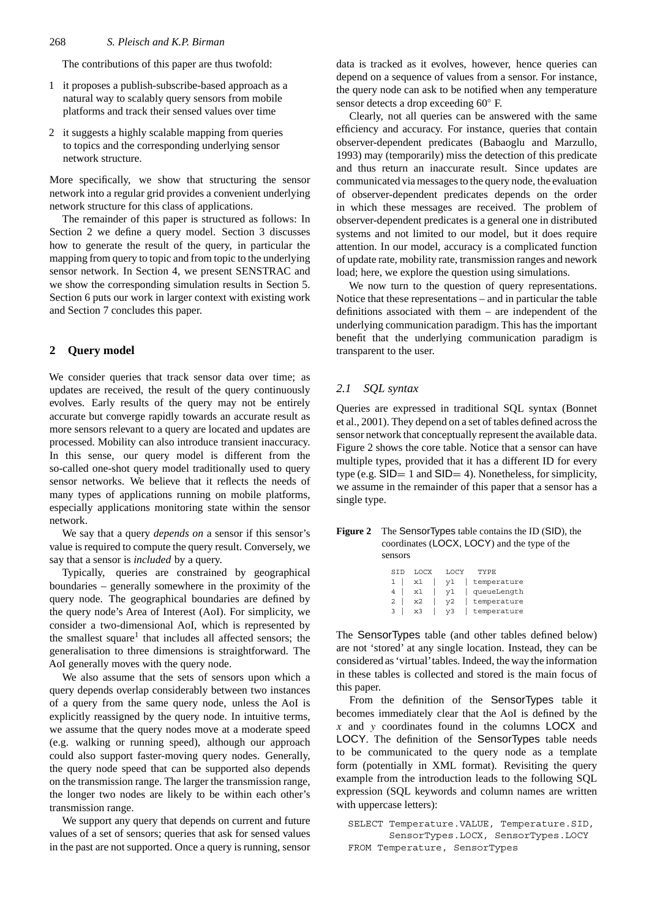The contributions of this paper are thus twofold:

1. it proposes a publish-subscribe-based approach as a natural way to scalably query sensors from mobile platforms and track their sensed values over time
2. it suggests a highly scalable mapping from queries to topics and the corresponding underlying sensor network structure.

More specifically, we show that structuring the sensor network into a regular grid provides a convenient underlying network structure for this class of applications.

The remainder of this paper is structured as follows: In Section 2 we define a query model. Section 3 discusses how to generate the result of the query, in particular the mapping from query to topic and from topic to the underlying sensor network. In Section 4, we present SENSTRAC and we show the corresponding simulation results in Section 5. Section 6 puts our work in larger context with existing work and Section 7 concludes this paper.

## 2 Query model

We consider queries that track sensor data over time; as updates are received, the result of the query continuously evolves. Early results of the query may not be entirely accurate but converge rapidly towards an accurate result as more sensors relevant to a query are located and updates are processed. Mobility can also introduce transient inaccuracy. In this sense, our query model is different from the so-called one-shot query model traditionally used to query sensor networks. We believe that it reflects the needs of many types of applications running on mobile platforms, especially applications monitoring state within the sensor network.

We say that a query *depends on* a sensor if this sensor's value is required to compute the query result. Conversely, we say that a sensor is *included* by a query.

Typically, queries are constrained by geographical boundaries – generally somewhere in the proximity of the query node. The geographical boundaries are defined by the query node's Area of Interest (AoI). For simplicity, we consider a two-dimensional AoI, which is represented by the smallest square[1] that includes all affected sensors; the generalisation to three dimensions is straightforward. The AoI generally moves with the query node.

We also assume that the sets of sensors upon which a query depends overlap considerably between two instances of a query from the same query node, unless the AoI is explicitly reassigned by the query node. In intuitive terms, we assume that the query nodes move at a moderate speed (e.g. walking or running speed), although our approach could also support faster-moving query nodes. Generally, the query node speed that can be supported also depends on the transmission range. The larger the transmission range, the longer two nodes are likely to be within each other's transmission range.

We support any query that depends on current and future values of a set of sensors; queries that ask for sensed values in the past are not supported. Once a query is running, sensor data is tracked as it evolves, however, hence queries can depend on a sequence of values from a sensor. For instance, the query node can ask to be notified when any temperature sensor detects a drop exceeding 60° F.

Clearly, not all queries can be answered with the same efficiency and accuracy. For instance, queries that contain observer-dependent predicates (Babaoglu and Marzullo, 1993) may (temporarily) miss the detection of this predicate and thus return an inaccurate result. Since updates are communicated via messages to the query node, the evaluation of observer-dependent predicates depends on the order in which these messages are received. The problem of observer-dependent predicates is a general one in distributed systems and not limited to our model, but it does require attention. In our model, accuracy is a complicated function of update rate, mobility rate, transmission ranges and nework load; here, we explore the question using simulations.

We now turn to the question of query representations. Notice that these representations – and in particular the table definitions associated with them – are independent of the underlying communication paradigm. This has the important benefit that the underlying communication paradigm is transparent to the user.

### 2.1 SQL syntax

Queries are expressed in traditional SQL syntax (Bonnet et al., 2001). They depend on a set of tables defined across the sensor network that conceptually represent the available data. Figure 2 shows the core table. Notice that a sensor can have multiple types, provided that it has a different ID for every type (e.g. SID= 1 and SID= 4). Nonetheless, for simplicity, we assume in the remainder of this paper that a sensor has a single type.

**Figure 2** The SensorTypes table contains the ID (SID), the coordinates (LOCX, LOCY) and the type of the sensors

| SID | LOCX | LOCY | TYPE |
|---|---|---|---|
| 1 | x1 | y1 | temperature |
| 4 | x1 | y1 | queueLength |
| 2 | x2 | y2 | temperature |
| 3 | x3 | y3 | temperature |

The SensorTypes table (and other tables defined below) are not 'stored' at any single location. Instead, they can be considered as 'virtual' tables. Indeed, the way the information in these tables is collected and stored is the main focus of this paper.

From the definition of the SensorTypes table it becomes immediately clear that the AoI is defined by the $x$ and $y$ coordinates found in the columns LOCX and LOCY. The definition of the SensorTypes table needs to be communicated to the query node as a template form (potentially in XML format). Revisiting the query example from the introduction leads to the following SQL expression (SQL keywords and column names are written with uppercase letters):

```
SELECT Temperature.VALUE, Temperature.SID,
       SensorTypes.LOCX, SensorTypes.LOCY
FROM Temperature, SensorTypes
```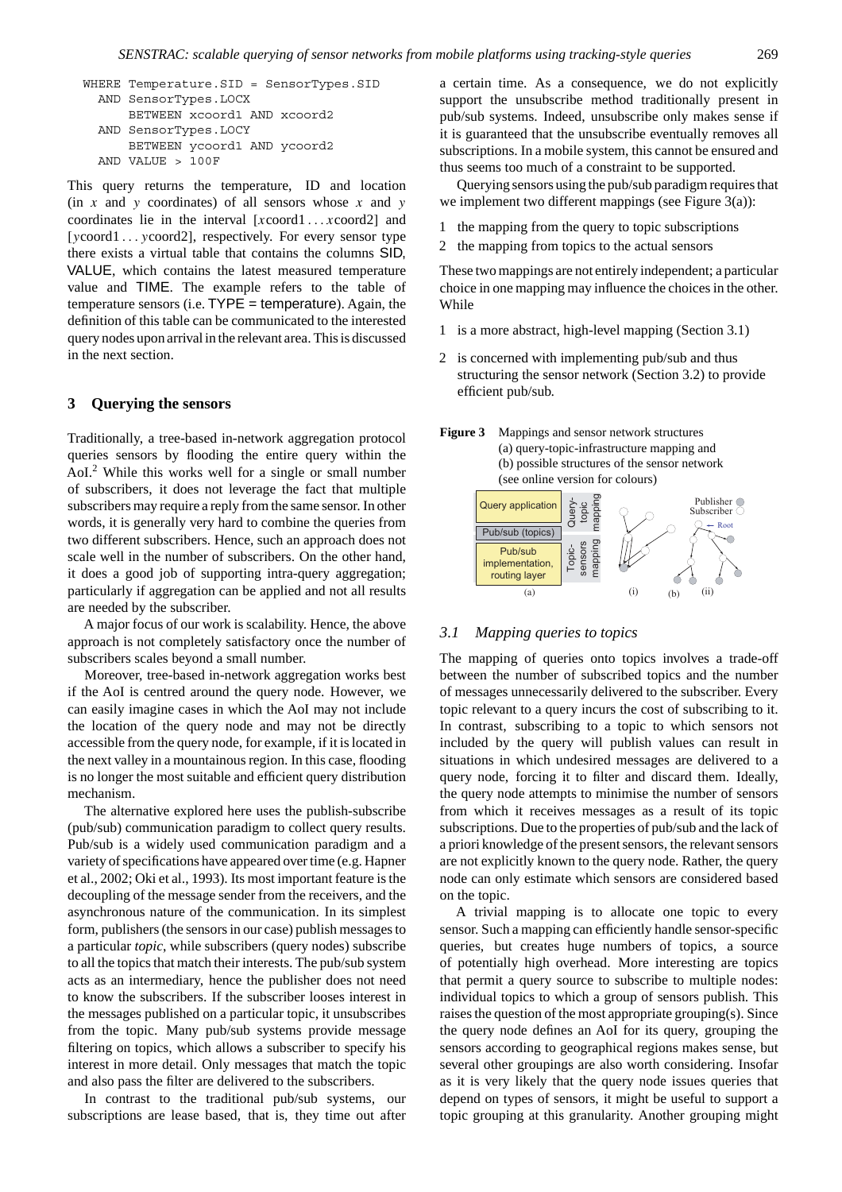```
WHERE Temperature.SID = SensorTypes.SID
  AND SensorTypes.LOCX
     BETWEEN xcoord1 AND xcoord2
  AND SensorTypes.LOCY
     BETWEEN ycoord1 AND ycoord2
  AND VALUE > 100F
```

This query returns the temperature, ID and location (in $x$ and $y$ coordinates) of all sensors whose $x$ and $y$ coordinates lie in the interval [$x$coord1 ... $x$coord2] and [$y$coord1 ... $y$coord2], respectively. For every sensor type there exists a virtual table that contains the columns SID, VALUE, which contains the latest measured temperature value and TIME. The example refers to the table of temperature sensors (i.e. TYPE = temperature). Again, the definition of this table can be communicated to the interested query nodes upon arrival in the relevant area. This is discussed in the next section.

## 3 Querying the sensors

Traditionally, a tree-based in-network aggregation protocol queries sensors by flooding the entire query within the AoI.[2] While this works well for a single or small number of subscribers, it does not leverage the fact that multiple subscribers may require a reply from the same sensor. In other words, it is generally very hard to combine the queries from two different subscribers. Hence, such an approach does not scale well in the number of subscribers. On the other hand, it does a good job of supporting intra-query aggregation; particularly if aggregation can be applied and not all results are needed by the subscriber.

A major focus of our work is scalability. Hence, the above approach is not completely satisfactory once the number of subscribers scales beyond a small number.

Moreover, tree-based in-network aggregation works best if the AoI is centred around the query node. However, we can easily imagine cases in which the AoI may not include the location of the query node and may not be directly accessible from the query node, for example, if it is located in the next valley in a mountainous region. In this case, flooding is no longer the most suitable and efficient query distribution mechanism.

The alternative explored here uses the publish-subscribe (pub/sub) communication paradigm to collect query results. Pub/sub is a widely used communication paradigm and a variety of specifications have appeared over time (e.g. Hapner et al., 2002; Oki et al., 1993). Its most important feature is the decoupling of the message sender from the receivers, and the asynchronous nature of the communication. In its simplest form, publishers (the sensors in our case) publish messages to a particular *topic*, while subscribers (query nodes) subscribe to all the topics that match their interests. The pub/sub system acts as an intermediary, hence the publisher does not need to know the subscribers. If the subscriber looses interest in the messages published on a particular topic, it unsubscribes from the topic. Many pub/sub systems provide message filtering on topics, which allows a subscriber to specify his interest in more detail. Only messages that match the topic and also pass the filter are delivered to the subscribers.

In contrast to the traditional pub/sub systems, our subscriptions are lease based, that is, they time out after a certain time. As a consequence, we do not explicitly support the unsubscribe method traditionally present in pub/sub systems. Indeed, the unsubscribe only makes sense if it is guaranteed that the unsubscribe eventually removes all subscriptions. In a mobile system, this cannot be ensured and thus seems too much of a constraint to be supported.

Querying sensors using the pub/sub paradigm requires that we implement two different mappings (see Figure 3(a)):

1 the mapping from the query to topic subscriptions

2 the mapping from topics to the actual sensors

These two mappings are not entirely independent; a particular choice in one mapping may influence the choices in the other. While

1 is a more abstract, high-level mapping (Section 3.1)

2 is concerned with implementing pub/sub and thus structuring the sensor network (Section 3.2) to provide efficient pub/sub.

**Figure 3** Mappings and sensor network structures (a) query-topic-infrastructure mapping and (b) possible structures of the sensor network (see online version for colours)

Query application
Pub/sub (topics)
Pub/sub implementation, routing layer
Query-topic mapping
Topic-sensors mapping
Publisher
Subscriber
Root
(a)
(i)
(b)
(ii)

### 3.1 Mapping queries to topics

The mapping of queries onto topics involves a trade-off between the number of subscribed topics and the number of messages unnecessarily delivered to the subscriber. Every topic relevant to a query incurs the cost of subscribing to it. In contrast, subscribing to a topic to which sensors not included by the query will publish values can result in situations in which undesired messages are delivered to a query node, forcing it to filter and discard them. Ideally, the query node attempts to minimise the number of sensors from which it receives messages as a result of its topic subscriptions. Due to the properties of pub/sub and the lack of a priori knowledge of the present sensors, the relevant sensors are not explicitly known to the query node. Rather, the query node can only estimate which sensors are considered based on the topic.

A trivial mapping is to allocate one topic to every sensor. Such a mapping can efficiently handle sensor-specific queries, but creates huge numbers of topics, a source of potentially high overhead. More interesting are topics that permit a query source to subscribe to multiple nodes: individual topics to which a group of sensors publish. This raises the question of the most appropriate grouping(s). Since the query node defines an AoI for its query, grouping the sensors according to geographical regions makes sense, but several other groupings are also worth considering. Insofar as it is very likely that the query node issues queries that depend on types of sensors, it might be useful to support a topic grouping at this granularity. Another grouping might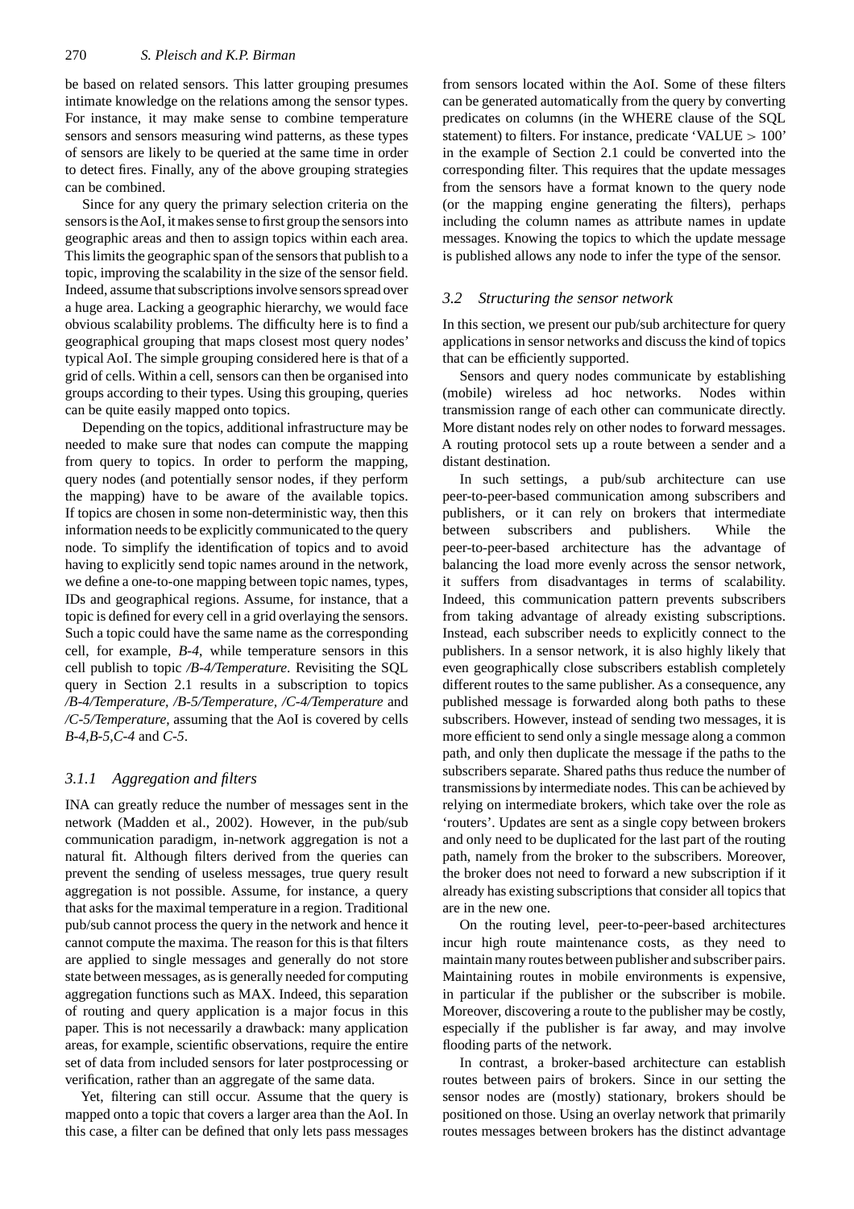be based on related sensors. This latter grouping presumes intimate knowledge on the relations among the sensor types. For instance, it may make sense to combine temperature sensors and sensors measuring wind patterns, as these types of sensors are likely to be queried at the same time in order to detect fires. Finally, any of the above grouping strategies can be combined.

Since for any query the primary selection criteria on the sensors is the AoI, it makes sense to first group the sensors into geographic areas and then to assign topics within each area. This limits the geographic span of the sensors that publish to a topic, improving the scalability in the size of the sensor field. Indeed, assume that subscriptions involve sensors spread over a huge area. Lacking a geographic hierarchy, we would face obvious scalability problems. The difficulty here is to find a geographical grouping that maps closest most query nodes' typical AoI. The simple grouping considered here is that of a grid of cells. Within a cell, sensors can then be organised into groups according to their types. Using this grouping, queries can be quite easily mapped onto topics.

Depending on the topics, additional infrastructure may be needed to make sure that nodes can compute the mapping from query to topics. In order to perform the mapping, query nodes (and potentially sensor nodes, if they perform the mapping) have to be aware of the available topics. If topics are chosen in some non-deterministic way, then this information needs to be explicitly communicated to the query node. To simplify the identification of topics and to avoid having to explicitly send topic names around in the network, we define a one-to-one mapping between topic names, types, IDs and geographical regions. Assume, for instance, that a topic is defined for every cell in a grid overlaying the sensors. Such a topic could have the same name as the corresponding cell, for example, *B-4*, while temperature sensors in this cell publish to topic */B-4/Temperature*. Revisiting the SQL query in Section 2.1 results in a subscription to topics */B-4/Temperature*, */B-5/Temperature*, */C-4/Temperature* and */C-5/Temperature*, assuming that the AoI is covered by cells *B-4*,*B-5*,*C-4* and *C-5*.

### 3.1.1 Aggregation and filters

INA can greatly reduce the number of messages sent in the network (Madden et al., 2002). However, in the pub/sub communication paradigm, in-network aggregation is not a natural fit. Although filters derived from the queries can prevent the sending of useless messages, true query result aggregation is not possible. Assume, for instance, a query that asks for the maximal temperature in a region. Traditional pub/sub cannot process the query in the network and hence it cannot compute the maxima. The reason for this is that filters are applied to single messages and generally do not store state between messages, as is generally needed for computing aggregation functions such as MAX. Indeed, this separation of routing and query application is a major focus in this paper. This is not necessarily a drawback: many application areas, for example, scientific observations, require the entire set of data from included sensors for later postprocessing or verification, rather than an aggregate of the same data.

Yet, filtering can still occur. Assume that the query is mapped onto a topic that covers a larger area than the AoI. In this case, a filter can be defined that only lets pass messages from sensors located within the AoI. Some of these filters can be generated automatically from the query by converting predicates on columns (in the WHERE clause of the SQL statement) to filters. For instance, predicate 'VALUE $>$ 100' in the example of Section 2.1 could be converted into the corresponding filter. This requires that the update messages from the sensors have a format known to the query node (or the mapping engine generating the filters), perhaps including the column names as attribute names in update messages. Knowing the topics to which the update message is published allows any node to infer the type of the sensor.

## 3.2 Structuring the sensor network

In this section, we present our pub/sub architecture for query applications in sensor networks and discuss the kind of topics that can be efficiently supported.

Sensors and query nodes communicate by establishing (mobile) wireless ad hoc networks. Nodes within transmission range of each other can communicate directly. More distant nodes rely on other nodes to forward messages. A routing protocol sets up a route between a sender and a distant destination.

In such settings, a pub/sub architecture can use peer-to-peer-based communication among subscribers and publishers, or it can rely on brokers that intermediate between subscribers and publishers. While the peer-to-peer-based architecture has the advantage of balancing the load more evenly across the sensor network, it suffers from disadvantages in terms of scalability. Indeed, this communication pattern prevents subscribers from taking advantage of already existing subscriptions. Instead, each subscriber needs to explicitly connect to the publishers. In a sensor network, it is also highly likely that even geographically close subscribers establish completely different routes to the same publisher. As a consequence, any published message is forwarded along both paths to these subscribers. However, instead of sending two messages, it is more efficient to send only a single message along a common path, and only then duplicate the message if the paths to the subscribers separate. Shared paths thus reduce the number of transmissions by intermediate nodes. This can be achieved by relying on intermediate brokers, which take over the role as 'routers'. Updates are sent as a single copy between brokers and only need to be duplicated for the last part of the routing path, namely from the broker to the subscribers. Moreover, the broker does not need to forward a new subscription if it already has existing subscriptions that consider all topics that are in the new one.

On the routing level, peer-to-peer-based architectures incur high route maintenance costs, as they need to maintain many routes between publisher and subscriber pairs. Maintaining routes in mobile environments is expensive, in particular if the publisher or the subscriber is mobile. Moreover, discovering a route to the publisher may be costly, especially if the publisher is far away, and may involve flooding parts of the network.

In contrast, a broker-based architecture can establish routes between pairs of brokers. Since in our setting the sensor nodes are (mostly) stationary, brokers should be positioned on those. Using an overlay network that primarily routes messages between brokers has the distinct advantage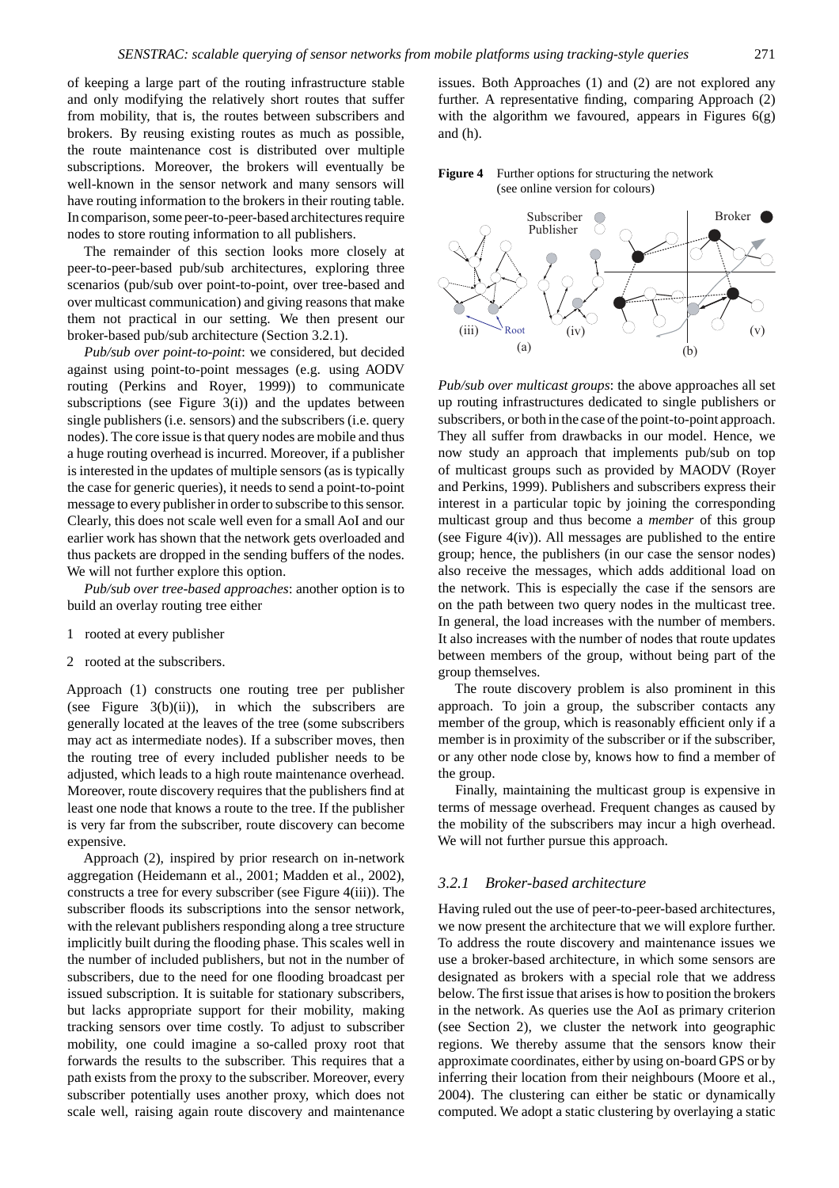of keeping a large part of the routing infrastructure stable and only modifying the relatively short routes that suffer from mobility, that is, the routes between subscribers and brokers. By reusing existing routes as much as possible, the route maintenance cost is distributed over multiple subscriptions. Moreover, the brokers will eventually be well-known in the sensor network and many sensors will have routing information to the brokers in their routing table. In comparison, some peer-to-peer-based architectures require nodes to store routing information to all publishers.

The remainder of this section looks more closely at peer-to-peer-based pub/sub architectures, exploring three scenarios (pub/sub over point-to-point, over tree-based and over multicast communication) and giving reasons that make them not practical in our setting. We then present our broker-based pub/sub architecture (Section 3.2.1).

*Pub/sub over point-to-point*: we considered, but decided against using point-to-point messages (e.g. using AODV routing (Perkins and Royer, 1999)) to communicate subscriptions (see Figure 3(i)) and the updates between single publishers (i.e. sensors) and the subscribers (i.e. query nodes). The core issue is that query nodes are mobile and thus a huge routing overhead is incurred. Moreover, if a publisher is interested in the updates of multiple sensors (as is typically the case for generic queries), it needs to send a point-to-point message to every publisher in order to subscribe to this sensor. Clearly, this does not scale well even for a small AoI and our earlier work has shown that the network gets overloaded and thus packets are dropped in the sending buffers of the nodes. We will not further explore this option.

*Pub/sub over tree-based approaches*: another option is to build an overlay routing tree either

1 rooted at every publisher

2 rooted at the subscribers.

Approach (1) constructs one routing tree per publisher (see Figure 3(b)(ii)), in which the subscribers are generally located at the leaves of the tree (some subscribers may act as intermediate nodes). If a subscriber moves, then the routing tree of every included publisher needs to be adjusted, which leads to a high route maintenance overhead. Moreover, route discovery requires that the publishers find at least one node that knows a route to the tree. If the publisher is very far from the subscriber, route discovery can become expensive.

Approach (2), inspired by prior research on in-network aggregation (Heidemann et al., 2001; Madden et al., 2002), constructs a tree for every subscriber (see Figure 4(iii)). The subscriber floods its subscriptions into the sensor network, with the relevant publishers responding along a tree structure implicitly built during the flooding phase. This scales well in the number of included publishers, but not in the number of subscribers, due to the need for one flooding broadcast per issued subscription. It is suitable for stationary subscribers, but lacks appropriate support for their mobility, making tracking sensors over time costly. To adjust to subscriber mobility, one could imagine a so-called proxy root that forwards the results to the subscriber. This requires that a path exists from the proxy to the subscriber. Moreover, every subscriber potentially uses another proxy, which does not scale well, raising again route discovery and maintenance issues. Both Approaches (1) and (2) are not explored any further. A representative finding, comparing Approach (2) with the algorithm we favoured, appears in Figures 6(g) and (h).

**Figure 4** Further options for structuring the network (see online version for colours)

Subscriber
Publisher
Broker
(iii)
Root
(iv)
(v)
(a)
(b)

*Pub/sub over multicast groups*: the above approaches all set up routing infrastructures dedicated to single publishers or subscribers, or both in the case of the point-to-point approach. They all suffer from drawbacks in our model. Hence, we now study an approach that implements pub/sub on top of multicast groups such as provided by MAODV (Royer and Perkins, 1999). Publishers and subscribers express their interest in a particular topic by joining the corresponding multicast group and thus become a *member* of this group (see Figure 4(iv)). All messages are published to the entire group; hence, the publishers (in our case the sensor nodes) also receive the messages, which adds additional load on the network. This is especially the case if the sensors are on the path between two query nodes in the multicast tree. In general, the load increases with the number of members. It also increases with the number of nodes that route updates between members of the group, without being part of the group themselves.

The route discovery problem is also prominent in this approach. To join a group, the subscriber contacts any member of the group, which is reasonably efficient only if a member is in proximity of the subscriber or if the subscriber, or any other node close by, knows how to find a member of the group.

Finally, maintaining the multicast group is expensive in terms of message overhead. Frequent changes as caused by the mobility of the subscribers may incur a high overhead. We will not further pursue this approach.

### *3.2.1 Broker-based architecture*

Having ruled out the use of peer-to-peer-based architectures, we now present the architecture that we will explore further. To address the route discovery and maintenance issues we use a broker-based architecture, in which some sensors are designated as brokers with a special role that we address below. The first issue that arises is how to position the brokers in the network. As queries use the AoI as primary criterion (see Section 2), we cluster the network into geographic regions. We thereby assume that the sensors know their approximate coordinates, either by using on-board GPS or by inferring their location from their neighbours (Moore et al., 2004). The clustering can either be static or dynamically computed. We adopt a static clustering by overlaying a static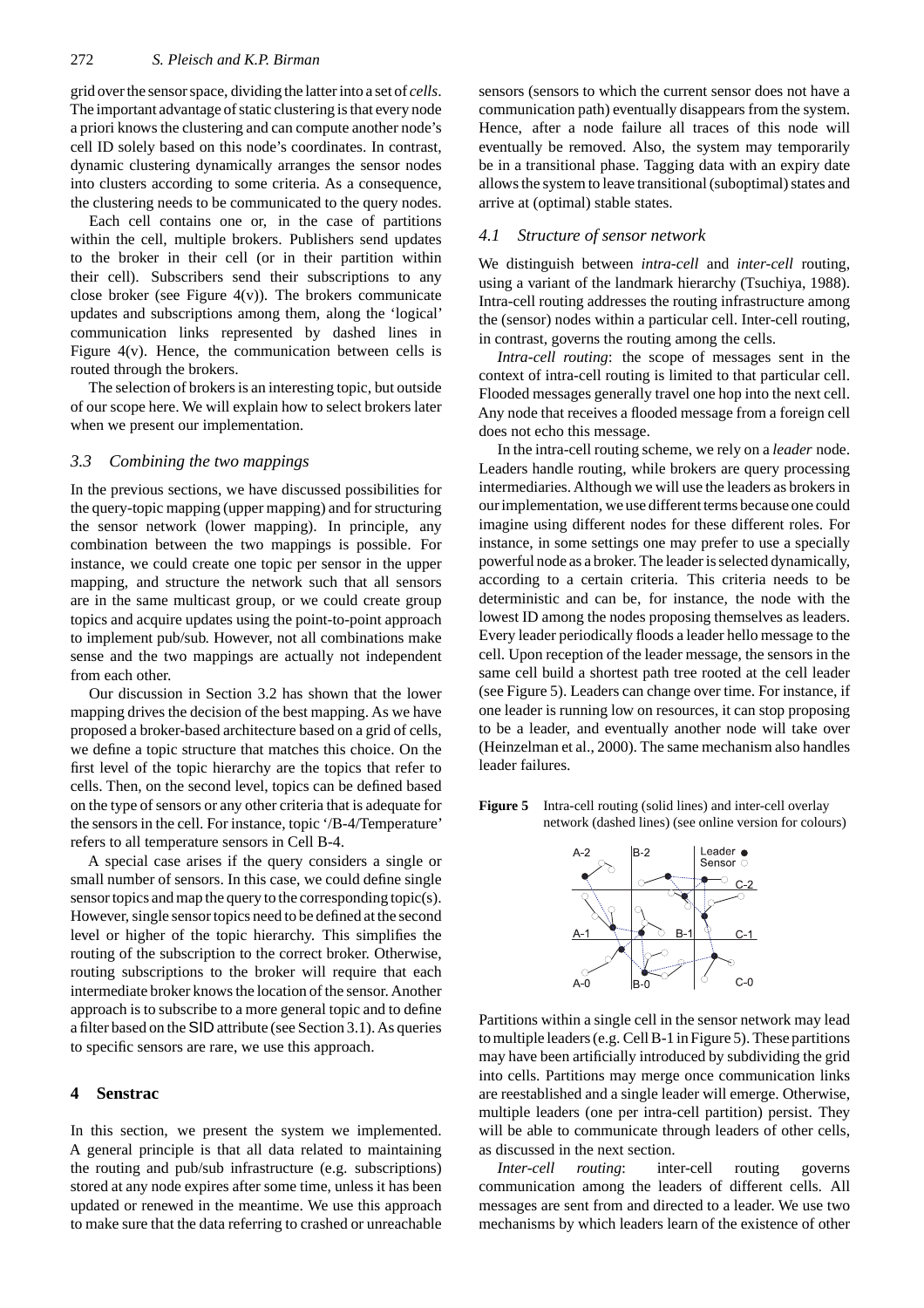grid over the sensor space, dividing the latter into a set of *cells*. The important advantage of static clustering is that every node a priori knows the clustering and can compute another node's cell ID solely based on this node's coordinates. In contrast, dynamic clustering dynamically arranges the sensor nodes into clusters according to some criteria. As a consequence, the clustering needs to be communicated to the query nodes.

Each cell contains one or, in the case of partitions within the cell, multiple brokers. Publishers send updates to the broker in their cell (or in their partition within their cell). Subscribers send their subscriptions to any close broker (see Figure 4(v)). The brokers communicate updates and subscriptions among them, along the 'logical' communication links represented by dashed lines in Figure 4(v). Hence, the communication between cells is routed through the brokers.

The selection of brokers is an interesting topic, but outside of our scope here. We will explain how to select brokers later when we present our implementation.

### *3.3 Combining the two mappings*

In the previous sections, we have discussed possibilities for the query-topic mapping (upper mapping) and for structuring the sensor network (lower mapping). In principle, any combination between the two mappings is possible. For instance, we could create one topic per sensor in the upper mapping, and structure the network such that all sensors are in the same multicast group, or we could create group topics and acquire updates using the point-to-point approach to implement pub/sub. However, not all combinations make sense and the two mappings are actually not independent from each other.

Our discussion in Section 3.2 has shown that the lower mapping drives the decision of the best mapping. As we have proposed a broker-based architecture based on a grid of cells, we define a topic structure that matches this choice. On the first level of the topic hierarchy are the topics that refer to cells. Then, on the second level, topics can be defined based on the type of sensors or any other criteria that is adequate for the sensors in the cell. For instance, topic '/B-4/Temperature' refers to all temperature sensors in Cell B-4.

A special case arises if the query considers a single or small number of sensors. In this case, we could define single sensor topics and map the query to the corresponding topic(s). However, single sensor topics need to be defined at the second level or higher of the topic hierarchy. This simplifies the routing of the subscription to the correct broker. Otherwise, routing subscriptions to the broker will require that each intermediate broker knows the location of the sensor. Another approach is to subscribe to a more general topic and to define a filter based on the SID attribute (see Section 3.1). As queries to specific sensors are rare, we use this approach.

## 4 Senstrac

In this section, we present the system we implemented. A general principle is that all data related to maintaining the routing and pub/sub infrastructure (e.g. subscriptions) stored at any node expires after some time, unless it has been updated or renewed in the meantime. We use this approach to make sure that the data referring to crashed or unreachable sensors (sensors to which the current sensor does not have a communication path) eventually disappears from the system. Hence, after a node failure all traces of this node will eventually be removed. Also, the system may temporarily be in a transitional phase. Tagging data with an expiry date allows the system to leave transitional (suboptimal) states and arrive at (optimal) stable states.

### *4.1 Structure of sensor network*

We distinguish between *intra-cell* and *inter-cell* routing, using a variant of the landmark hierarchy (Tsuchiya, 1988). Intra-cell routing addresses the routing infrastructure among the (sensor) nodes within a particular cell. Inter-cell routing, in contrast, governs the routing among the cells.

*Intra-cell routing*: the scope of messages sent in the context of intra-cell routing is limited to that particular cell. Flooded messages generally travel one hop into the next cell. Any node that receives a flooded message from a foreign cell does not echo this message.

In the intra-cell routing scheme, we rely on a *leader* node. Leaders handle routing, while brokers are query processing intermediaries. Although we will use the leaders as brokers in our implementation, we use different terms because one could imagine using different nodes for these different roles. For instance, in some settings one may prefer to use a specially powerful node as a broker. The leader is selected dynamically, according to a certain criteria. This criteria needs to be deterministic and can be, for instance, the node with the lowest ID among the nodes proposing themselves as leaders. Every leader periodically floods a leader hello message to the cell. Upon reception of the leader message, the sensors in the same cell build a shortest path tree rooted at the cell leader (see Figure 5). Leaders can change over time. For instance, if one leader is running low on resources, it can stop proposing to be a leader, and eventually another node will take over (Heinzelman et al., 2000). The same mechanism also handles leader failures.

**Figure 5** Intra-cell routing (solid lines) and inter-cell overlay network (dashed lines) (see online version for colours)

A-2 B-2 Leader Sensor C-2 A-1 B-1 C-1 A-0 B-0 C-0

Partitions within a single cell in the sensor network may lead to multiple leaders (e.g. Cell B-1 in Figure 5). These partitions may have been artificially introduced by subdividing the grid into cells. Partitions may merge once communication links are reestablished and a single leader will emerge. Otherwise, multiple leaders (one per intra-cell partition) persist. They will be able to communicate through leaders of other cells, as discussed in the next section.

*Inter-cell routing*: inter-cell routing governs communication among the leaders of different cells. All messages are sent from and directed to a leader. We use two mechanisms by which leaders learn of the existence of other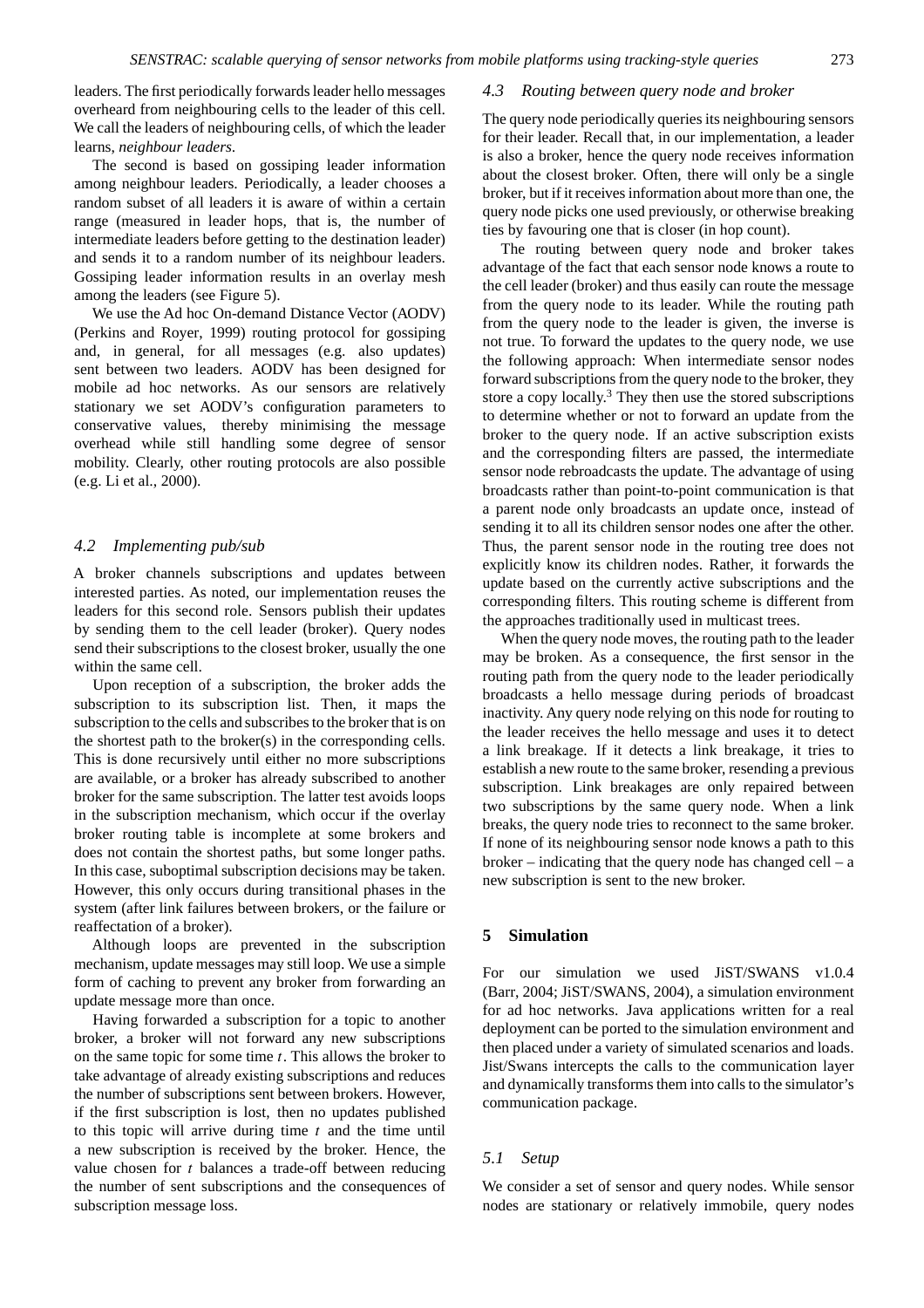leaders. The first periodically forwards leader hello messages overheard from neighbouring cells to the leader of this cell. We call the leaders of neighbouring cells, of which the leader learns, *neighbour leaders*.

The second is based on gossiping leader information among neighbour leaders. Periodically, a leader chooses a random subset of all leaders it is aware of within a certain range (measured in leader hops, that is, the number of intermediate leaders before getting to the destination leader) and sends it to a random number of its neighbour leaders. Gossiping leader information results in an overlay mesh among the leaders (see Figure 5).

We use the Ad hoc On-demand Distance Vector (AODV) (Perkins and Royer, 1999) routing protocol for gossiping and, in general, for all messages (e.g. also updates) sent between two leaders. AODV has been designed for mobile ad hoc networks. As our sensors are relatively stationary we set AODV's configuration parameters to conservative values, thereby minimising the message overhead while still handling some degree of sensor mobility. Clearly, other routing protocols are also possible (e.g. Li et al., 2000).

### *4.2 Implementing pub/sub*

A broker channels subscriptions and updates between interested parties. As noted, our implementation reuses the leaders for this second role. Sensors publish their updates by sending them to the cell leader (broker). Query nodes send their subscriptions to the closest broker, usually the one within the same cell.

Upon reception of a subscription, the broker adds the subscription to its subscription list. Then, it maps the subscription to the cells and subscribes to the broker that is on the shortest path to the broker(s) in the corresponding cells. This is done recursively until either no more subscriptions are available, or a broker has already subscribed to another broker for the same subscription. The latter test avoids loops in the subscription mechanism, which occur if the overlay broker routing table is incomplete at some brokers and does not contain the shortest paths, but some longer paths. In this case, suboptimal subscription decisions may be taken. However, this only occurs during transitional phases in the system (after link failures between brokers, or the failure or reaffectation of a broker).

Although loops are prevented in the subscription mechanism, update messages may still loop. We use a simple form of caching to prevent any broker from forwarding an update message more than once.

Having forwarded a subscription for a topic to another broker, a broker will not forward any new subscriptions on the same topic for some time $t$. This allows the broker to take advantage of already existing subscriptions and reduces the number of subscriptions sent between brokers. However, if the first subscription is lost, then no updates published to this topic will arrive during time $t$ and the time until a new subscription is received by the broker. Hence, the value chosen for $t$ balances a trade-off between reducing the number of sent subscriptions and the consequences of subscription message loss.

### *4.3 Routing between query node and broker*

The query node periodically queries its neighbouring sensors for their leader. Recall that, in our implementation, a leader is also a broker, hence the query node receives information about the closest broker. Often, there will only be a single broker, but if it receives information about more than one, the query node picks one used previously, or otherwise breaking ties by favouring one that is closer (in hop count).

The routing between query node and broker takes advantage of the fact that each sensor node knows a route to the cell leader (broker) and thus easily can route the message from the query node to its leader. While the routing path from the query node to the leader is given, the inverse is not true. To forward the updates to the query node, we use the following approach: When intermediate sensor nodes forward subscriptions from the query node to the broker, they store a copy locally.[3] They then use the stored subscriptions to determine whether or not to forward an update from the broker to the query node. If an active subscription exists and the corresponding filters are passed, the intermediate sensor node rebroadcasts the update. The advantage of using broadcasts rather than point-to-point communication is that a parent node only broadcasts an update once, instead of sending it to all its children sensor nodes one after the other. Thus, the parent sensor node in the routing tree does not explicitly know its children nodes. Rather, it forwards the update based on the currently active subscriptions and the corresponding filters. This routing scheme is different from the approaches traditionally used in multicast trees.

When the query node moves, the routing path to the leader may be broken. As a consequence, the first sensor in the routing path from the query node to the leader periodically broadcasts a hello message during periods of broadcast inactivity. Any query node relying on this node for routing to the leader receives the hello message and uses it to detect a link breakage. If it detects a link breakage, it tries to establish a new route to the same broker, resending a previous subscription. Link breakages are only repaired between two subscriptions by the same query node. When a link breaks, the query node tries to reconnect to the same broker. If none of its neighbouring sensor node knows a path to this broker – indicating that the query node has changed cell – a new subscription is sent to the new broker.

## 5 Simulation

For our simulation we used JiST/SWANS v1.0.4 (Barr, 2004; JiST/SWANS, 2004), a simulation environment for ad hoc networks. Java applications written for a real deployment can be ported to the simulation environment and then placed under a variety of simulated scenarios and loads. Jist/Swans intercepts the calls to the communication layer and dynamically transforms them into calls to the simulator's communication package.

### *5.1 Setup*

We consider a set of sensor and query nodes. While sensor nodes are stationary or relatively immobile, query nodes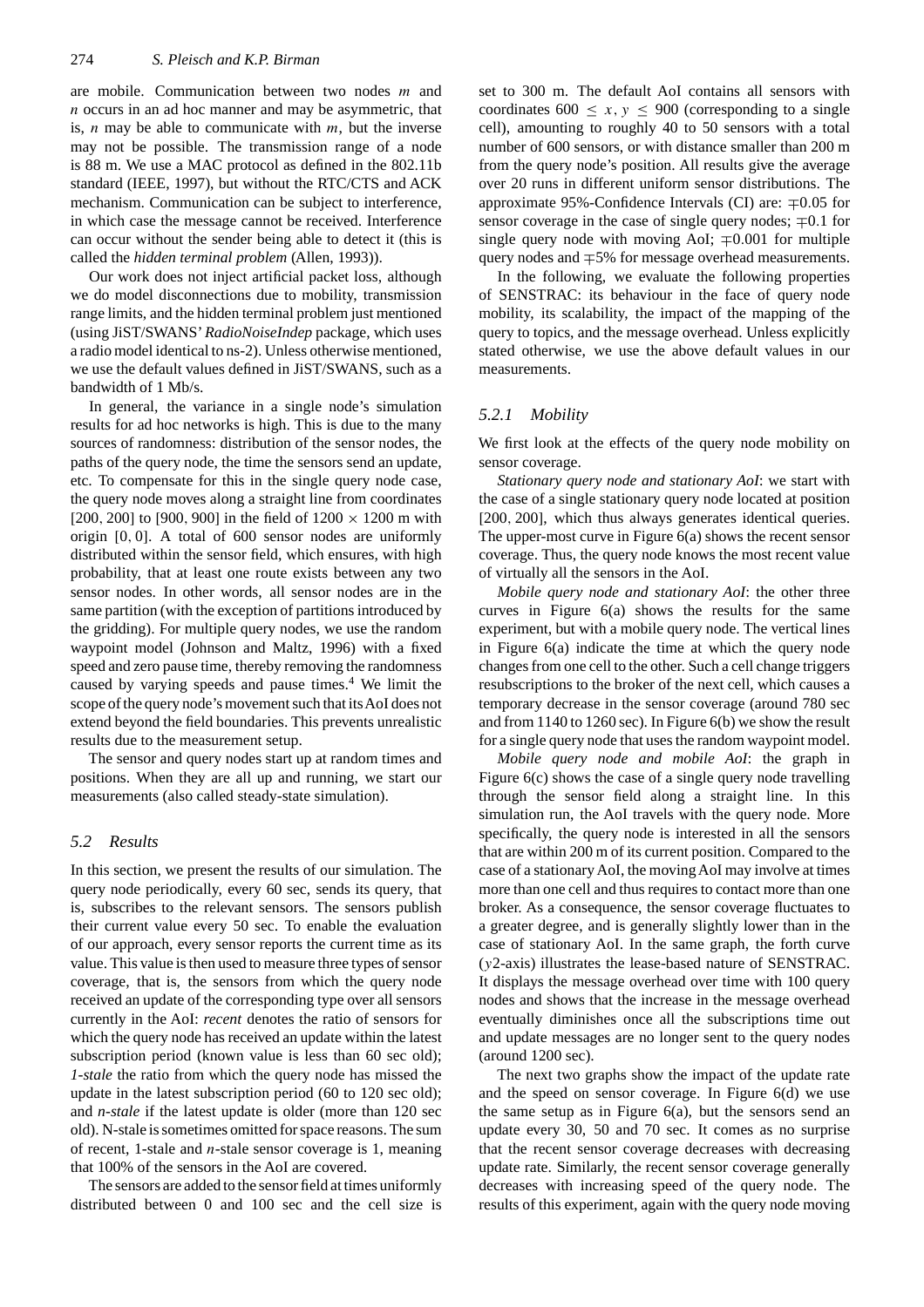are mobile. Communication between two nodes $m$ and $n$ occurs in an ad hoc manner and may be asymmetric, that is, $n$ may be able to communicate with $m$, but the inverse may not be possible. The transmission range of a node is 88 m. We use a MAC protocol as defined in the 802.11b standard (IEEE, 1997), but without the RTC/CTS and ACK mechanism. Communication can be subject to interference, in which case the message cannot be received. Interference can occur without the sender being able to detect it (this is called the *hidden terminal problem* (Allen, 1993)).

Our work does not inject artificial packet loss, although we do model disconnections due to mobility, transmission range limits, and the hidden terminal problem just mentioned (using JiST/SWANS' *RadioNoiseIndep* package, which uses a radio model identical to ns-2). Unless otherwise mentioned, we use the default values defined in JiST/SWANS, such as a bandwidth of 1 Mb/s.

In general, the variance in a single node's simulation results for ad hoc networks is high. This is due to the many sources of randomness: distribution of the sensor nodes, the paths of the query node, the time the sensors send an update, etc. To compensate for this in the single query node case, the query node moves along a straight line from coordinates $[200, 200]$ to $[900, 900]$ in the field of $1200 \times 1200$ m with origin $[0, 0]$. A total of 600 sensor nodes are uniformly distributed within the sensor field, which ensures, with high probability, that at least one route exists between any two sensor nodes. In other words, all sensor nodes are in the same partition (with the exception of partitions introduced by the gridding). For multiple query nodes, we use the random waypoint model (Johnson and Maltz, 1996) with a fixed speed and zero pause time, thereby removing the randomness caused by varying speeds and pause times.[4] We limit the scope of the query node's movement such that its AoI does not extend beyond the field boundaries. This prevents unrealistic results due to the measurement setup.

The sensor and query nodes start up at random times and positions. When they are all up and running, we start our measurements (also called steady-state simulation).

## 5.2 Results

In this section, we present the results of our simulation. The query node periodically, every 60 sec, sends its query, that is, subscribes to the relevant sensors. The sensors publish their current value every 50 sec. To enable the evaluation of our approach, every sensor reports the current time as its value. This value is then used to measure three types of sensor coverage, that is, the sensors from which the query node received an update of the corresponding type over all sensors currently in the AoI: *recent* denotes the ratio of sensors for which the query node has received an update within the latest subscription period (known value is less than 60 sec old); *1-stale* the ratio from which the query node has missed the update in the latest subscription period (60 to 120 sec old); and *n-stale* if the latest update is older (more than 120 sec old). N-stale is sometimes omitted for space reasons. The sum of recent, 1-stale and $n$-stale sensor coverage is 1, meaning that 100% of the sensors in the AoI are covered.

The sensors are added to the sensor field at times uniformly distributed between 0 and 100 sec and the cell size is set to 300 m. The default AoI contains all sensors with coordinates $600 \leq x, y \leq 900$ (corresponding to a single cell), amounting to roughly 40 to 50 sensors with a total number of 600 sensors, or with distance smaller than 200 m from the query node's position. All results give the average over 20 runs in different uniform sensor distributions. The approximate 95%-Confidence Intervals (CI) are: $\mp 0.05$ for sensor coverage in the case of single query nodes; $\mp 0.1$ for single query node with moving AoI; $\mp 0.001$ for multiple query nodes and $\mp 5\%$ for message overhead measurements.

In the following, we evaluate the following properties of SENSTRAC: its behaviour in the face of query node mobility, its scalability, the impact of the mapping of the query to topics, and the message overhead. Unless explicitly stated otherwise, we use the above default values in our measurements.

### 5.2.1 Mobility

We first look at the effects of the query node mobility on sensor coverage.

*Stationary query node and stationary AoI*: we start with the case of a single stationary query node located at position $[200, 200]$, which thus always generates identical queries. The upper-most curve in Figure 6(a) shows the recent sensor coverage. Thus, the query node knows the most recent value of virtually all the sensors in the AoI.

*Mobile query node and stationary AoI*: the other three curves in Figure 6(a) shows the results for the same experiment, but with a mobile query node. The vertical lines in Figure 6(a) indicate the time at which the query node changes from one cell to the other. Such a cell change triggers resubscriptions to the broker of the next cell, which causes a temporary decrease in the sensor coverage (around 780 sec and from 1140 to 1260 sec). In Figure 6(b) we show the result for a single query node that uses the random waypoint model.

*Mobile query node and mobile AoI*: the graph in Figure 6(c) shows the case of a single query node travelling through the sensor field along a straight line. In this simulation run, the AoI travels with the query node. More specifically, the query node is interested in all the sensors that are within 200 m of its current position. Compared to the case of a stationary AoI, the moving AoI may involve at times more than one cell and thus requires to contact more than one broker. As a consequence, the sensor coverage fluctuates to a greater degree, and is generally slightly lower than in the case of stationary AoI. In the same graph, the forth curve ($y2$-axis) illustrates the lease-based nature of SENSTRAC. It displays the message overhead over time with 100 query nodes and shows that the increase in the message overhead eventually diminishes once all the subscriptions time out and update messages are no longer sent to the query nodes (around 1200 sec).

The next two graphs show the impact of the update rate and the speed on sensor coverage. In Figure 6(d) we use the same setup as in Figure 6(a), but the sensors send an update every 30, 50 and 70 sec. It comes as no surprise that the recent sensor coverage decreases with decreasing update rate. Similarly, the recent sensor coverage generally decreases with increasing speed of the query node. The results of this experiment, again with the query node moving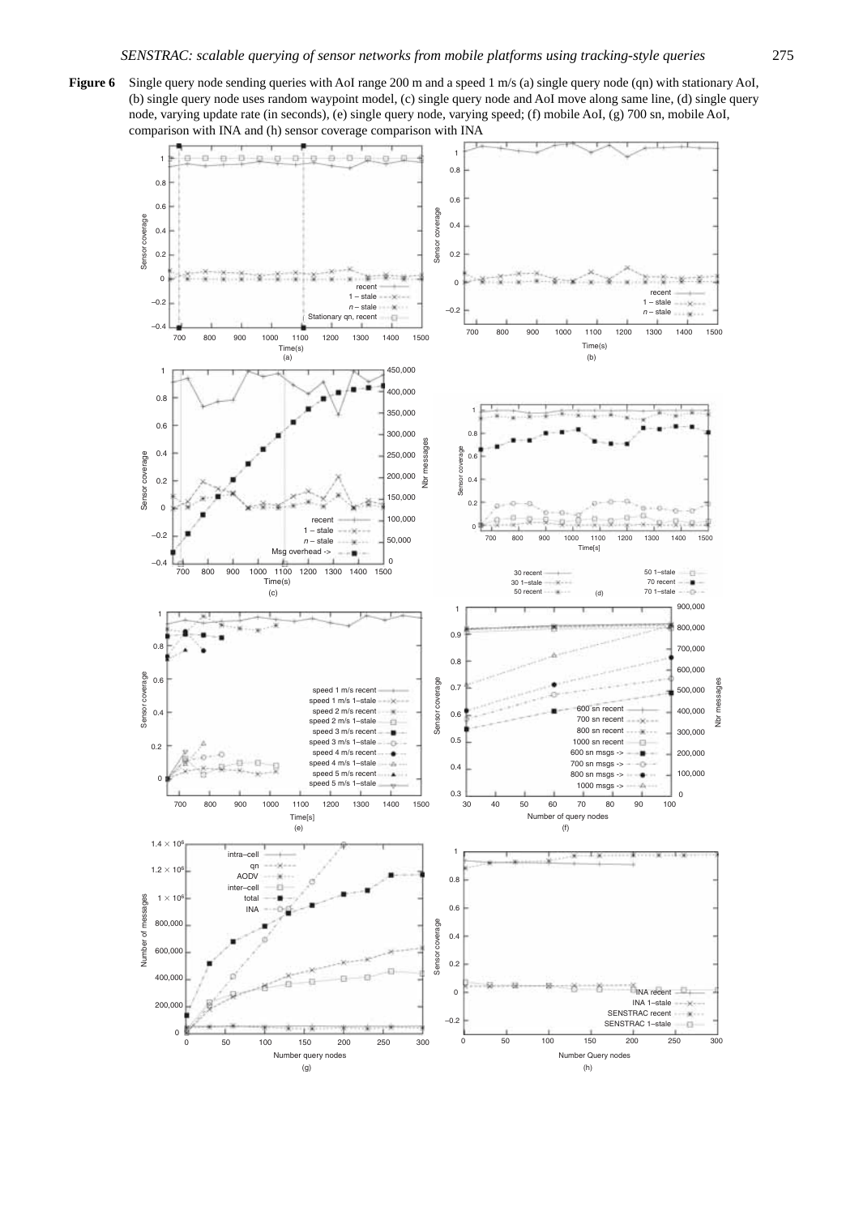**Figure 6** Single query node sending queries with AoI range 200 m and a speed 1 m/s (a) single query node (qn) with stationary AoI, (b) single query node uses random waypoint model, (c) single query node and AoI move along same line, (d) single query node, varying update rate (in seconds), (e) single query node, varying speed; (f) mobile AoI, (g) 700 sn, mobile AoI, comparison with INA and (h) sensor coverage comparison with INA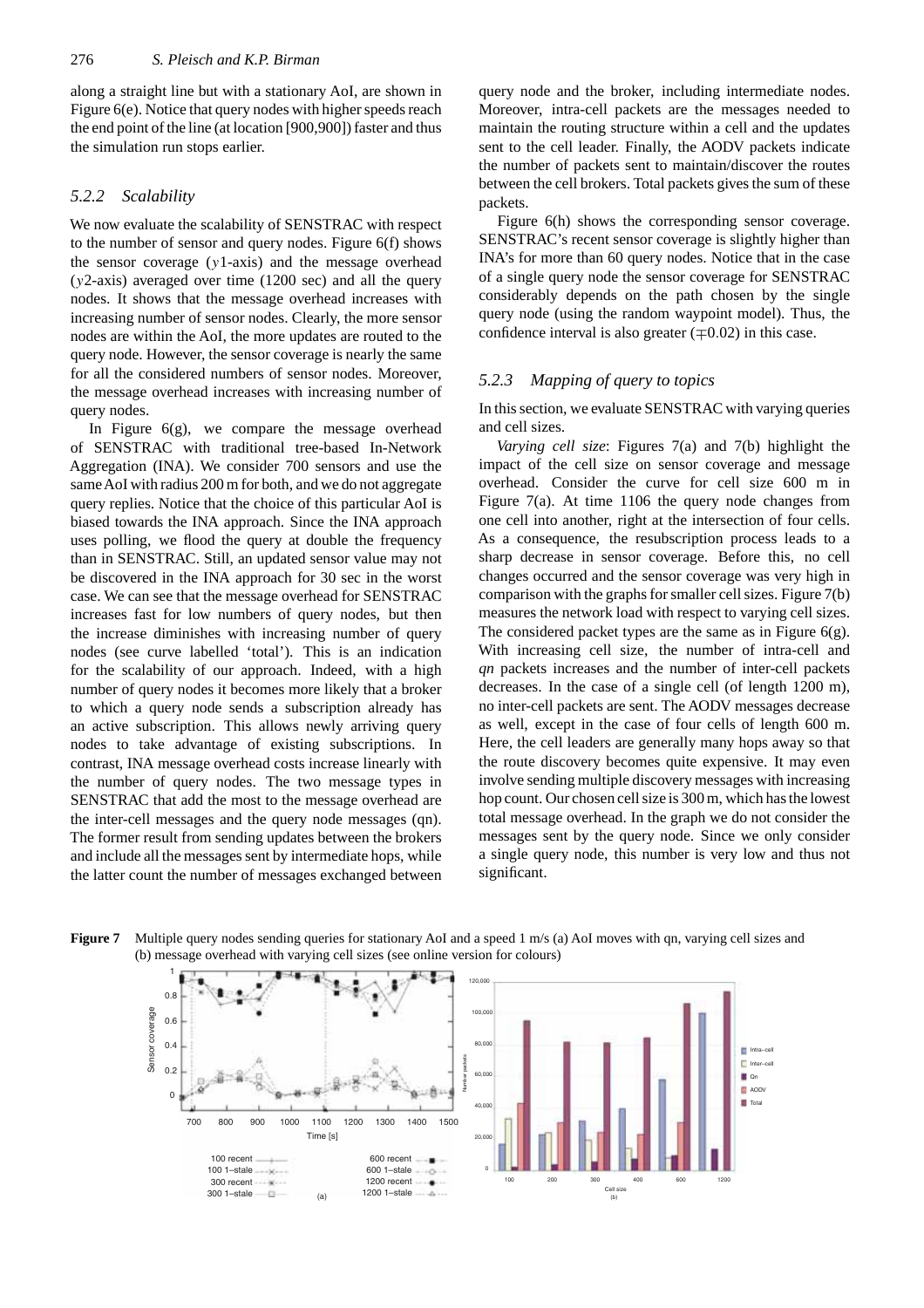along a straight line but with a stationary AoI, are shown in Figure 6(e). Notice that query nodes with higher speeds reach the end point of the line (at location [900,900]) faster and thus the simulation run stops earlier.

### 5.2.2 Scalability

We now evaluate the scalability of SENSTRAC with respect to the number of sensor and query nodes. Figure 6(f) shows the sensor coverage ($y1$-axis) and the message overhead ($y2$-axis) averaged over time (1200 sec) and all the query nodes. It shows that the message overhead increases with increasing number of sensor nodes. Clearly, the more sensor nodes are within the AoI, the more updates are routed to the query node. However, the sensor coverage is nearly the same for all the considered numbers of sensor nodes. Moreover, the message overhead increases with increasing number of query nodes.

In Figure 6(g), we compare the message overhead of SENSTRAC with traditional tree-based In-Network Aggregation (INA). We consider 700 sensors and use the same AoI with radius 200 m for both, and we do not aggregate query replies. Notice that the choice of this particular AoI is biased towards the INA approach. Since the INA approach uses polling, we flood the query at double the frequency than in SENSTRAC. Still, an updated sensor value may not be discovered in the INA approach for 30 sec in the worst case. We can see that the message overhead for SENSTRAC increases fast for low numbers of query nodes, but then the increase diminishes with increasing number of query nodes (see curve labelled 'total'). This is an indication for the scalability of our approach. Indeed, with a high number of query nodes it becomes more likely that a broker to which a query node sends a subscription already has an active subscription. This allows newly arriving query nodes to take advantage of existing subscriptions. In contrast, INA message overhead costs increase linearly with the number of query nodes. The two message types in SENSTRAC that add the most to the message overhead are the inter-cell messages and the query node messages (qn). The former result from sending updates between the brokers and include all the messages sent by intermediate hops, while the latter count the number of messages exchanged between query node and the broker, including intermediate nodes. Moreover, intra-cell packets are the messages needed to maintain the routing structure within a cell and the updates sent to the cell leader. Finally, the AODV packets indicate the number of packets sent to maintain/discover the routes between the cell brokers. Total packets gives the sum of these packets.

Figure 6(h) shows the corresponding sensor coverage. SENSTRAC's recent sensor coverage is slightly higher than INA's for more than 60 query nodes. Notice that in the case of a single query node the sensor coverage for SENSTRAC considerably depends on the path chosen by the single query node (using the random waypoint model). Thus, the confidence interval is also greater ($\mp 0.02$) in this case.

### 5.2.3 Mapping of query to topics

In this section, we evaluate SENSTRAC with varying queries and cell sizes.

*Varying cell size*: Figures 7(a) and 7(b) highlight the impact of the cell size on sensor coverage and message overhead. Consider the curve for cell size 600 m in Figure 7(a). At time 1106 the query node changes from one cell into another, right at the intersection of four cells. As a consequence, the resubscription process leads to a sharp decrease in sensor coverage. Before this, no cell changes occurred and the sensor coverage was very high in comparison with the graphs for smaller cell sizes. Figure 7(b) measures the network load with respect to varying cell sizes. The considered packet types are the same as in Figure 6(g). With increasing cell size, the number of intra-cell and *qn* packets increases and the number of inter-cell packets decreases. In the case of a single cell (of length 1200 m), no inter-cell packets are sent. The AODV messages decrease as well, except in the case of four cells of length 600 m. Here, the cell leaders are generally many hops away so that the route discovery becomes quite expensive. It may even involve sending multiple discovery messages with increasing hop count. Our chosen cell size is 300 m, which has the lowest total message overhead. In the graph we do not consider the messages sent by the query node. Since we only consider a single query node, this number is very low and thus not significant.

**Figure 7** Multiple query nodes sending queries for stationary AoI and a speed 1 m/s (a) AoI moves with qn, varying cell sizes and (b) message overhead with varying cell sizes (see online version for colours)

Sensor coverage
1
0.8
0.6
0.4
0.2
0
700 800 900 1000 1100 1200 1300 1400 1500
Time [s]
100 recent
100 1–stale
300 recent
300 1–stale
600 recent
600 1–stale
1200 recent
1200 1–stale
(a)

Number packets
120,000
100,000
80,000
60,000
40,000
20,000
0
100 200 300 400 600 1200
Cell size
(b)
Intra–cell
Inter–cell
Qn
AODV
Total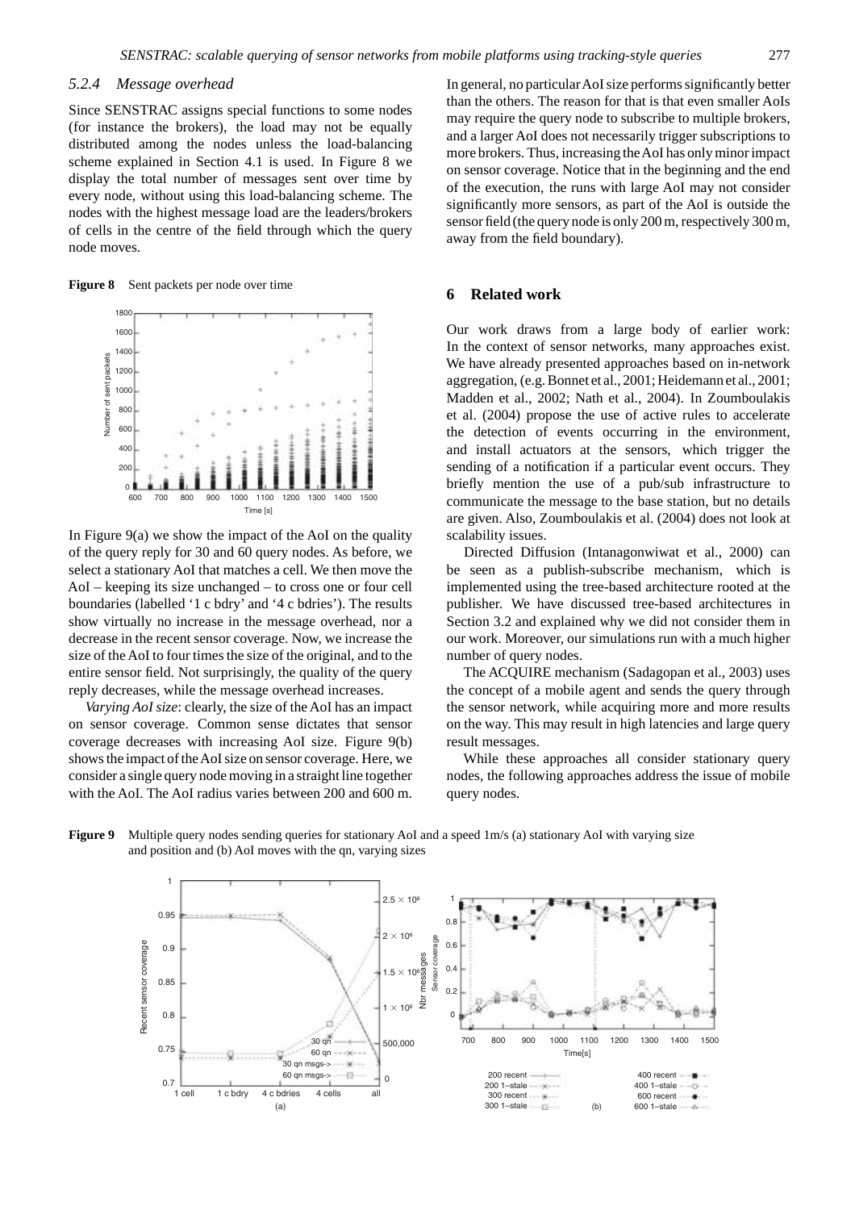### 5.2.4 Message overhead

Since SENSTRAC assigns special functions to some nodes (for instance the brokers), the load may not be equally distributed among the nodes unless the load-balancing scheme explained in Section 4.1 is used. In Figure 8 we display the total number of messages sent over time by every node, without using this load-balancing scheme. The nodes with the highest message load are the leaders/brokers of cells in the centre of the field through which the query node moves.

**Figure 8** Sent packets per node over time

In Figure 9(a) we show the impact of the AoI on the quality of the query reply for 30 and 60 query nodes. As before, we select a stationary AoI that matches a cell. We then move the AoI – keeping its size unchanged – to cross one or four cell boundaries (labelled '1 c bdry' and '4 c bdries'). The results show virtually no increase in the message overhead, nor a decrease in the recent sensor coverage. Now, we increase the size of the AoI to four times the size of the original, and to the entire sensor field. Not surprisingly, the quality of the query reply decreases, while the message overhead increases.

*Varying AoI size*: clearly, the size of the AoI has an impact on sensor coverage. Common sense dictates that sensor coverage decreases with increasing AoI size. Figure 9(b) shows the impact of the AoI size on sensor coverage. Here, we consider a single query node moving in a straight line together with the AoI. The AoI radius varies between 200 and 600 m. In general, no particular AoI size performs significantly better than the others. The reason for that is that even smaller AoIs may require the query node to subscribe to multiple brokers, and a larger AoI does not necessarily trigger subscriptions to more brokers. Thus, increasing the AoI has only minor impact on sensor coverage. Notice that in the beginning and the end of the execution, the runs with large AoI may not consider significantly more sensors, as part of the AoI is outside the sensor field (the query node is only 200 m, respectively 300 m, away from the field boundary).

## 6 Related work

Our work draws from a large body of earlier work: In the context of sensor networks, many approaches exist. We have already presented approaches based on in-network aggregation, (e.g. Bonnet et al., 2001; Heidemann et al., 2001; Madden et al., 2002; Nath et al., 2004). In Zoumboulakis et al. (2004) propose the use of active rules to accelerate the detection of events occurring in the environment, and install actuators at the sensors, which trigger the sending of a notification if a particular event occurs. They briefly mention the use of a pub/sub infrastructure to communicate the message to the base station, but no details are given. Also, Zoumboulakis et al. (2004) does not look at scalability issues.

Directed Diffusion (Intanagonwiwat et al., 2000) can be seen as a publish-subscribe mechanism, which is implemented using the tree-based architecture rooted at the publisher. We have discussed tree-based architectures in Section 3.2 and explained why we did not consider them in our work. Moreover, our simulations run with a much higher number of query nodes.

The ACQUIRE mechanism (Sadagopan et al., 2003) uses the concept of a mobile agent and sends the query through the sensor network, while acquiring more and more results on the way. This may result in high latencies and large query result messages.

While these approaches all consider stationary query nodes, the following approaches address the issue of mobile query nodes.

**Figure 9** Multiple query nodes sending queries for stationary AoI and a speed 1m/s (a) stationary AoI with varying size and position and (b) AoI moves with the qn, varying sizes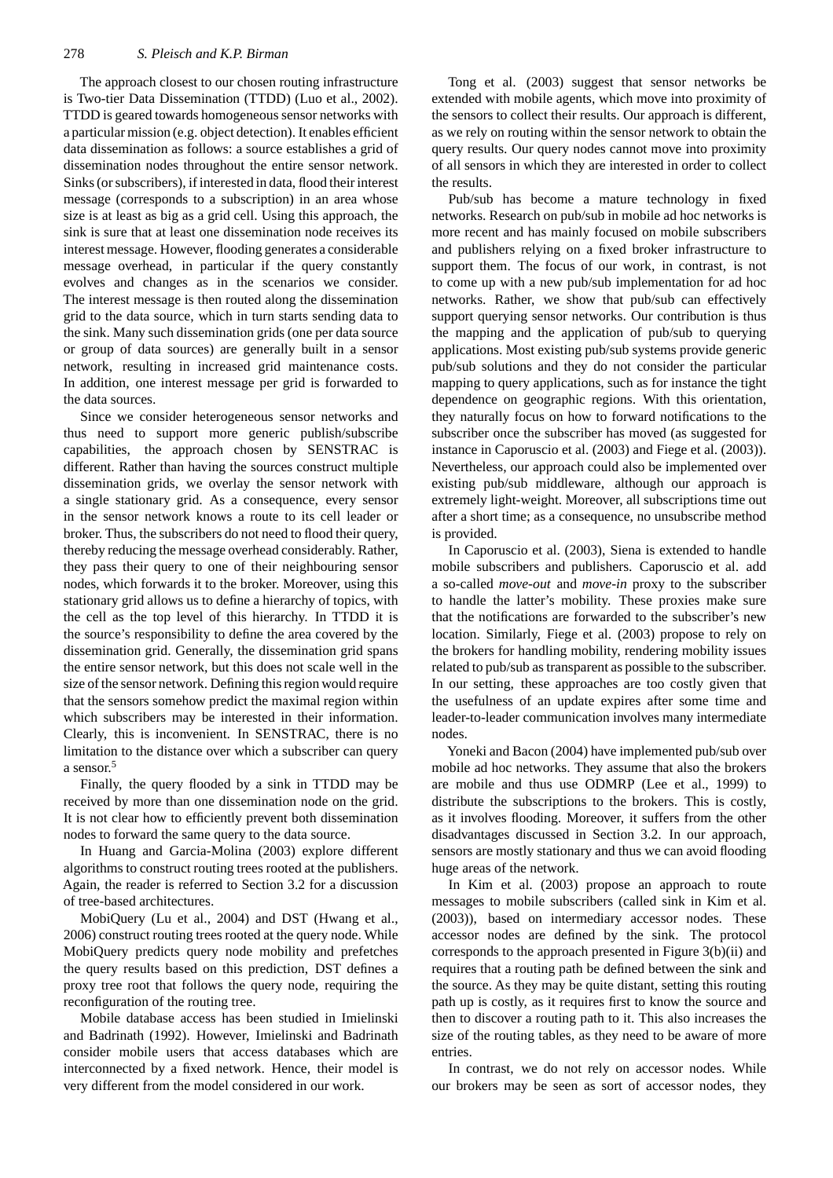The approach closest to our chosen routing infrastructure is Two-tier Data Dissemination (TTDD) (Luo et al., 2002). TTDD is geared towards homogeneous sensor networks with a particular mission (e.g. object detection). It enables efficient data dissemination as follows: a source establishes a grid of dissemination nodes throughout the entire sensor network. Sinks (or subscribers), if interested in data, flood their interest message (corresponds to a subscription) in an area whose size is at least as big as a grid cell. Using this approach, the sink is sure that at least one dissemination node receives its interest message. However, flooding generates a considerable message overhead, in particular if the query constantly evolves and changes as in the scenarios we consider. The interest message is then routed along the dissemination grid to the data source, which in turn starts sending data to the sink. Many such dissemination grids (one per data source or group of data sources) are generally built in a sensor network, resulting in increased grid maintenance costs. In addition, one interest message per grid is forwarded to the data sources.

Since we consider heterogeneous sensor networks and thus need to support more generic publish/subscribe capabilities, the approach chosen by SENSTRAC is different. Rather than having the sources construct multiple dissemination grids, we overlay the sensor network with a single stationary grid. As a consequence, every sensor in the sensor network knows a route to its cell leader or broker. Thus, the subscribers do not need to flood their query, thereby reducing the message overhead considerably. Rather, they pass their query to one of their neighbouring sensor nodes, which forwards it to the broker. Moreover, using this stationary grid allows us to define a hierarchy of topics, with the cell as the top level of this hierarchy. In TTDD it is the source's responsibility to define the area covered by the dissemination grid. Generally, the dissemination grid spans the entire sensor network, but this does not scale well in the size of the sensor network. Defining this region would require that the sensors somehow predict the maximal region within which subscribers may be interested in their information. Clearly, this is inconvenient. In SENSTRAC, there is no limitation to the distance over which a subscriber can query a sensor.[5]

Finally, the query flooded by a sink in TTDD may be received by more than one dissemination node on the grid. It is not clear how to efficiently prevent both dissemination nodes to forward the same query to the data source.

In Huang and Garcia-Molina (2003) explore different algorithms to construct routing trees rooted at the publishers. Again, the reader is referred to Section 3.2 for a discussion of tree-based architectures.

MobiQuery (Lu et al., 2004) and DST (Hwang et al., 2006) construct routing trees rooted at the query node. While MobiQuery predicts query node mobility and prefetches the query results based on this prediction, DST defines a proxy tree root that follows the query node, requiring the reconfiguration of the routing tree.

Mobile database access has been studied in Imielinski and Badrinath (1992). However, Imielinski and Badrinath consider mobile users that access databases which are interconnected by a fixed network. Hence, their model is very different from the model considered in our work.

Tong et al. (2003) suggest that sensor networks be extended with mobile agents, which move into proximity of the sensors to collect their results. Our approach is different, as we rely on routing within the sensor network to obtain the query results. Our query nodes cannot move into proximity of all sensors in which they are interested in order to collect the results.

Pub/sub has become a mature technology in fixed networks. Research on pub/sub in mobile ad hoc networks is more recent and has mainly focused on mobile subscribers and publishers relying on a fixed broker infrastructure to support them. The focus of our work, in contrast, is not to come up with a new pub/sub implementation for ad hoc networks. Rather, we show that pub/sub can effectively support querying sensor networks. Our contribution is thus the mapping and the application of pub/sub to querying applications. Most existing pub/sub systems provide generic pub/sub solutions and they do not consider the particular mapping to query applications, such as for instance the tight dependence on geographic regions. With this orientation, they naturally focus on how to forward notifications to the subscriber once the subscriber has moved (as suggested for instance in Caporuscio et al. (2003) and Fiege et al. (2003)). Nevertheless, our approach could also be implemented over existing pub/sub middleware, although our approach is extremely light-weight. Moreover, all subscriptions time out after a short time; as a consequence, no unsubscribe method is provided.

In Caporuscio et al. (2003), Siena is extended to handle mobile subscribers and publishers. Caporuscio et al. add a so-called *move-out* and *move-in* proxy to the subscriber to handle the latter's mobility. These proxies make sure that the notifications are forwarded to the subscriber's new location. Similarly, Fiege et al. (2003) propose to rely on the brokers for handling mobility, rendering mobility issues related to pub/sub as transparent as possible to the subscriber. In our setting, these approaches are too costly given that the usefulness of an update expires after some time and leader-to-leader communication involves many intermediate nodes.

Yoneki and Bacon (2004) have implemented pub/sub over mobile ad hoc networks. They assume that also the brokers are mobile and thus use ODMRP (Lee et al., 1999) to distribute the subscriptions to the brokers. This is costly, as it involves flooding. Moreover, it suffers from the other disadvantages discussed in Section 3.2. In our approach, sensors are mostly stationary and thus we can avoid flooding huge areas of the network.

In Kim et al. (2003) propose an approach to route messages to mobile subscribers (called sink in Kim et al. (2003)), based on intermediary accessor nodes. These accessor nodes are defined by the sink. The protocol corresponds to the approach presented in Figure 3(b)(ii) and requires that a routing path be defined between the sink and the source. As they may be quite distant, setting this routing path up is costly, as it requires first to know the source and then to discover a routing path to it. This also increases the size of the routing tables, as they need to be aware of more entries.

In contrast, we do not rely on accessor nodes. While our brokers may be seen as sort of accessor nodes, they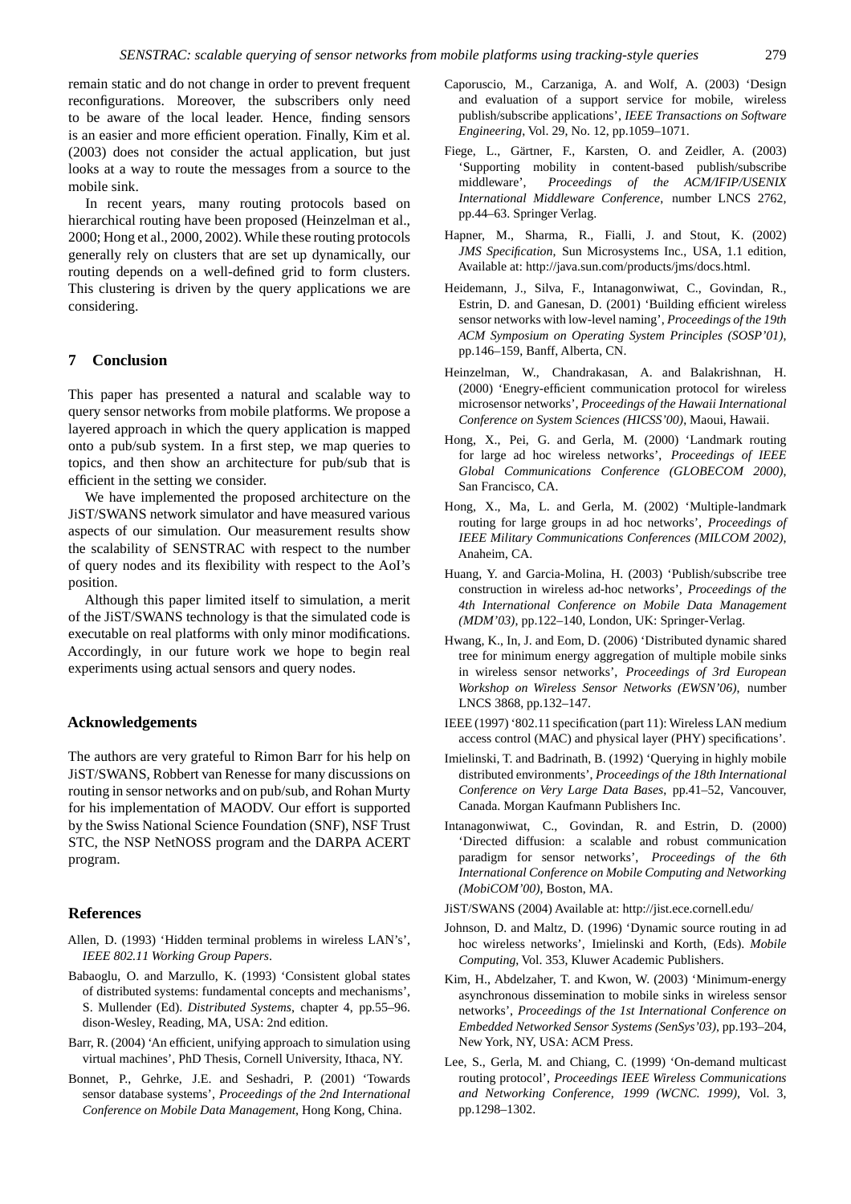remain static and do not change in order to prevent frequent reconfigurations. Moreover, the subscribers only need to be aware of the local leader. Hence, finding sensors is an easier and more efficient operation. Finally, Kim et al. (2003) does not consider the actual application, but just looks at a way to route the messages from a source to the mobile sink.

In recent years, many routing protocols based on hierarchical routing have been proposed (Heinzelman et al., 2000; Hong et al., 2000, 2002). While these routing protocols generally rely on clusters that are set up dynamically, our routing depends on a well-defined grid to form clusters. This clustering is driven by the query applications we are considering.

## 7 Conclusion

This paper has presented a natural and scalable way to query sensor networks from mobile platforms. We propose a layered approach in which the query application is mapped onto a pub/sub system. In a first step, we map queries to topics, and then show an architecture for pub/sub that is efficient in the setting we consider.

We have implemented the proposed architecture on the JiST/SWANS network simulator and have measured various aspects of our simulation. Our measurement results show the scalability of SENSTRAC with respect to the number of query nodes and its flexibility with respect to the AoI's position.

Although this paper limited itself to simulation, a merit of the JiST/SWANS technology is that the simulated code is executable on real platforms with only minor modifications. Accordingly, in our future work we hope to begin real experiments using actual sensors and query nodes.

## Acknowledgements

The authors are very grateful to Rimon Barr for his help on JiST/SWANS, Robbert van Renesse for many discussions on routing in sensor networks and on pub/sub, and Rohan Murty for his implementation of MAODV. Our effort is supported by the Swiss National Science Foundation (SNF), NSF Trust STC, the NSP NetNOSS program and the DARPA ACERT program.

## References

Allen, D. (1993) 'Hidden terminal problems in wireless LAN's', *IEEE 802.11 Working Group Papers*.

Babaoglu, O. and Marzullo, K. (1993) 'Consistent global states of distributed systems: fundamental concepts and mechanisms', S. Mullender (Ed). *Distributed Systems*, chapter 4, pp.55–96. dison-Wesley, Reading, MA, USA: 2nd edition.

Barr, R. (2004) 'An efficient, unifying approach to simulation using virtual machines', PhD Thesis, Cornell University, Ithaca, NY.

Bonnet, P., Gehrke, J.E. and Seshadri, P. (2001) 'Towards sensor database systems', *Proceedings of the 2nd International Conference on Mobile Data Management*, Hong Kong, China.

Caporuscio, M., Carzaniga, A. and Wolf, A. (2003) 'Design and evaluation of a support service for mobile, wireless publish/subscribe applications', *IEEE Transactions on Software Engineering*, Vol. 29, No. 12, pp.1059–1071.

Fiege, L., Gärtner, F., Karsten, O. and Zeidler, A. (2003) 'Supporting mobility in content-based publish/subscribe middleware', *Proceedings of the ACM/IFIP/USENIX International Middleware Conference*, number LNCS 2762, pp.44–63. Springer Verlag.

Hapner, M., Sharma, R., Fialli, J. and Stout, K. (2002) *JMS Specification*, Sun Microsystems Inc., USA, 1.1 edition, Available at: http://java.sun.com/products/jms/docs.html.

Heidemann, J., Silva, F., Intanagonwiwat, C., Govindan, R., Estrin, D. and Ganesan, D. (2001) 'Building efficient wireless sensor networks with low-level naming', *Proceedings of the 19th ACM Symposium on Operating System Principles (SOSP'01)*, pp.146–159, Banff, Alberta, CN.

Heinzelman, W., Chandrakasan, A. and Balakrishnan, H. (2000) 'Enegry-efficient communication protocol for wireless microsensor networks', *Proceedings of the Hawaii International Conference on System Sciences (HICSS'00)*, Maoui, Hawaii.

Hong, X., Pei, G. and Gerla, M. (2000) 'Landmark routing for large ad hoc wireless networks', *Proceedings of IEEE Global Communications Conference (GLOBECOM 2000)*, San Francisco, CA.

Hong, X., Ma, L. and Gerla, M. (2002) 'Multiple-landmark routing for large groups in ad hoc networks', *Proceedings of IEEE Military Communications Conferences (MILCOM 2002)*, Anaheim, CA.

Huang, Y. and Garcia-Molina, H. (2003) 'Publish/subscribe tree construction in wireless ad-hoc networks', *Proceedings of the 4th International Conference on Mobile Data Management (MDM'03)*, pp.122–140, London, UK: Springer-Verlag.

Hwang, K., In, J. and Eom, D. (2006) 'Distributed dynamic shared tree for minimum energy aggregation of multiple mobile sinks in wireless sensor networks', *Proceedings of 3rd European Workshop on Wireless Sensor Networks (EWSN'06)*, number LNCS 3868, pp.132–147.

IEEE (1997) '802.11 specification (part 11): Wireless LAN medium access control (MAC) and physical layer (PHY) specifications'.

Imielinski, T. and Badrinath, B. (1992) 'Querying in highly mobile distributed environments', *Proceedings of the 18th International Conference on Very Large Data Bases*, pp.41–52, Vancouver, Canada. Morgan Kaufmann Publishers Inc.

Intanagonwiwat, C., Govindan, R. and Estrin, D. (2000) 'Directed diffusion: a scalable and robust communication paradigm for sensor networks', *Proceedings of the 6th International Conference on Mobile Computing and Networking (MobiCOM'00)*, Boston, MA.

JiST/SWANS (2004) Available at: http://jist.ece.cornell.edu/

Johnson, D. and Maltz, D. (1996) 'Dynamic source routing in ad hoc wireless networks', Imielinski and Korth, (Eds). *Mobile Computing*, Vol. 353, Kluwer Academic Publishers.

Kim, H., Abdelzaher, T. and Kwon, W. (2003) 'Minimum-energy asynchronous dissemination to mobile sinks in wireless sensor networks', *Proceedings of the 1st International Conference on Embedded Networked Sensor Systems (SenSys'03)*, pp.193–204, New York, NY, USA: ACM Press.

Lee, S., Gerla, M. and Chiang, C. (1999) 'On-demand multicast routing protocol', *Proceedings IEEE Wireless Communications and Networking Conference, 1999 (WCNC. 1999)*, Vol. 3, pp.1298–1302.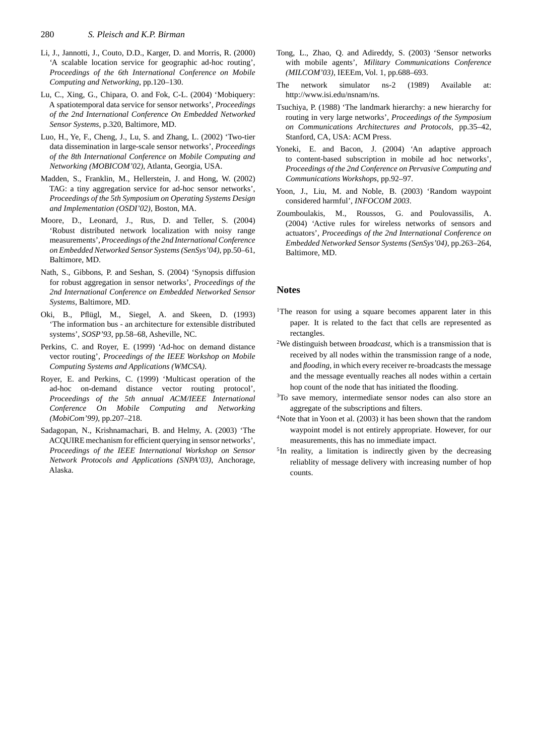Li, J., Jannotti, J., Couto, D.D., Karger, D. and Morris, R. (2000) 'A scalable location service for geographic ad-hoc routing', *Proceedings of the 6th International Conference on Mobile Computing and Networking*, pp.120–130.

Lu, C., Xing, G., Chipara, O. and Fok, C-L. (2004) 'Mobiquery: A spatiotemporal data service for sensor networks', *Proceedings of the 2nd International Conference On Embedded Networked Sensor Systems*, p.320, Baltimore, MD.

Luo, H., Ye, F., Cheng, J., Lu, S. and Zhang, L. (2002) 'Two-tier data dissemination in large-scale sensor networks', *Proceedings of the 8th International Conference on Mobile Computing and Networking (MOBICOM'02)*, Atlanta, Georgia, USA.

Madden, S., Franklin, M., Hellerstein, J. and Hong, W. (2002) TAG: a tiny aggregation service for ad-hoc sensor networks', *Proceedings of the 5th Symposium on Operating Systems Design and Implementation (OSDI'02)*, Boston, MA.

Moore, D., Leonard, J., Rus, D. and Teller, S. (2004) 'Robust distributed network localization with noisy range measurements', *Proceedings of the 2nd International Conference on Embedded Networked Sensor Systems (SenSys'04)*, pp.50–61, Baltimore, MD.

Nath, S., Gibbons, P. and Seshan, S. (2004) 'Synopsis diffusion for robust aggregation in sensor networks', *Proceedings of the 2nd International Conference on Embedded Networked Sensor Systems*, Baltimore, MD.

Oki, B., Pflügl, M., Siegel, A. and Skeen, D. (1993) 'The information bus - an architecture for extensible distributed systems', *SOSP'93*, pp.58–68, Asheville, NC.

Perkins, C. and Royer, E. (1999) 'Ad-hoc on demand distance vector routing', *Proceedings of the IEEE Workshop on Mobile Computing Systems and Applications (WMCSA)*.

Royer, E. and Perkins, C. (1999) 'Multicast operation of the ad-hoc on-demand distance vector routing protocol', *Proceedings of the 5th annual ACM/IEEE International Conference On Mobile Computing and Networking (MobiCom'99)*, pp.207–218.

Sadagopan, N., Krishnamachari, B. and Helmy, A. (2003) 'The ACQUIRE mechanism for efficient querying in sensor networks', *Proceedings of the IEEE International Workshop on Sensor Network Protocols and Applications (SNPA'03)*, Anchorage, Alaska.

Tong, L., Zhao, Q. and Adireddy, S. (2003) 'Sensor networks with mobile agents', *Military Communications Conference (MILCOM'03)*, IEEEm, Vol. 1, pp.688–693.

The network simulator ns-2 (1989) Available at: http://www.isi.edu/nsnam/ns.

Tsuchiya, P. (1988) 'The landmark hierarchy: a new hierarchy for routing in very large networks', *Proceedings of the Symposium on Communications Architectures and Protocols*, pp.35–42, Stanford, CA, USA: ACM Press.

Yoneki, E. and Bacon, J. (2004) 'An adaptive approach to content-based subscription in mobile ad hoc networks', *Proceedings of the 2nd Conference on Pervasive Computing and Communications Workshops*, pp.92–97.

Yoon, J., Liu, M. and Noble, B. (2003) 'Random waypoint considered harmful', *INFOCOM 2003*.

Zoumboulakis, M., Roussos, G. and Poulovassilis, A. (2004) 'Active rules for wireless networks of sensors and actuators', *Proceedings of the 2nd International Conference on Embedded Networked Sensor Systems (SenSys'04)*, pp.263–264, Baltimore, MD.

## Notes

[1]The reason for using a square becomes apparent later in this paper. It is related to the fact that cells are represented as rectangles.

[2]We distinguish between *broadcast*, which is a transmission that is received by all nodes within the transmission range of a node, and *flooding*, in which every receiver re-broadcasts the message and the message eventually reaches all nodes within a certain hop count of the node that has initiated the flooding.

[3]To save memory, intermediate sensor nodes can also store an aggregate of the subscriptions and filters.

[4]Note that in Yoon et al. (2003) it has been shown that the random waypoint model is not entirely appropriate. However, for our measurements, this has no immediate impact.

[5]In reality, a limitation is indirectly given by the decreasing reliablity of message delivery with increasing number of hop counts.